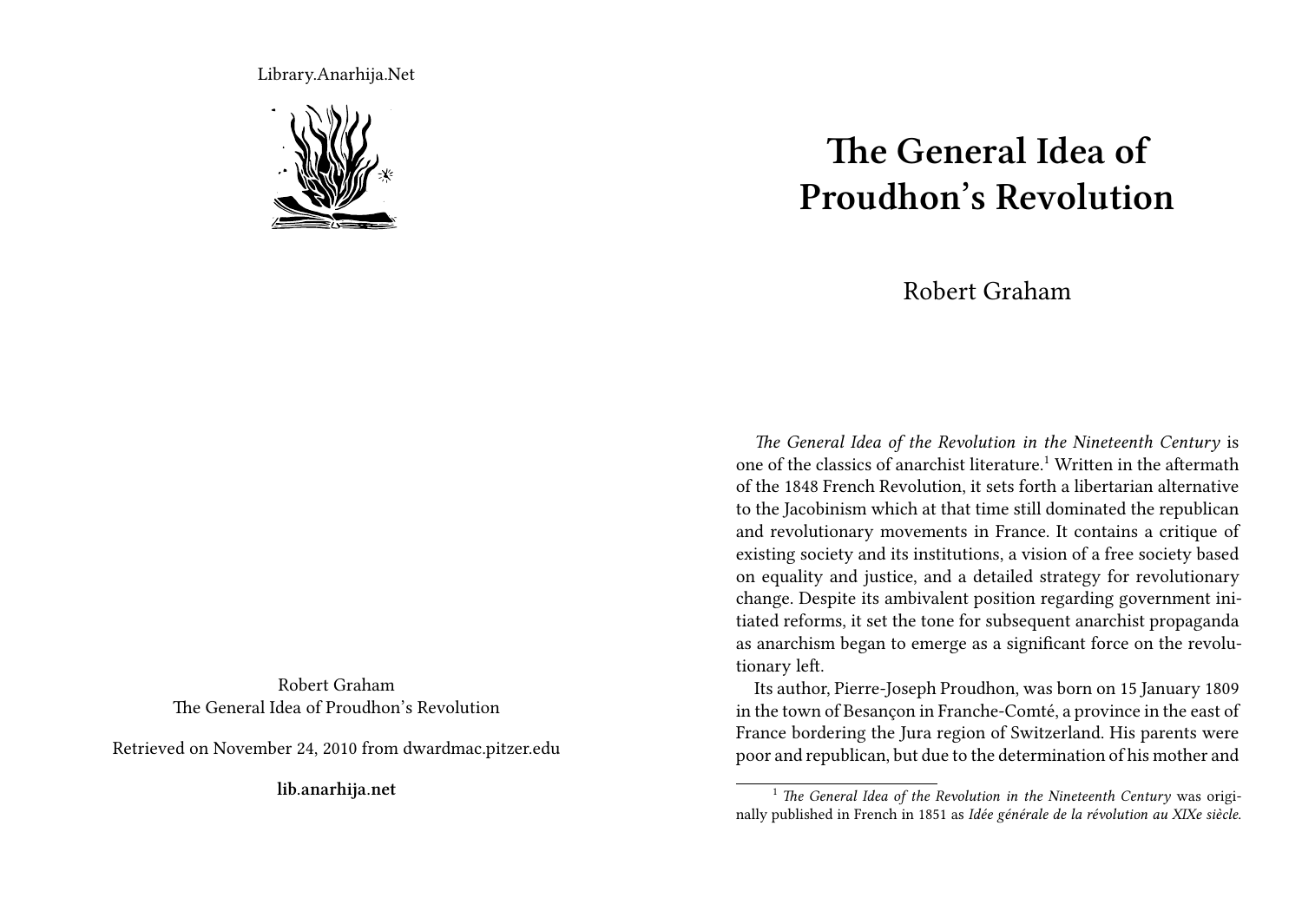Library.Anarhija.Net

Robert Graham
The General Idea of Proudhon's Revolution

Retrieved on November 24, 2010 from dwardmac.pitzer.edu

**lib.anarhija.net**

# The General Idea of Proudhon's Revolution

Robert Graham

*The General Idea of the Revolution in the Nineteenth Century* is one of the classics of anarchist literature.[1] Written in the aftermath of the 1848 French Revolution, it sets forth a libertarian alternative to the Jacobinism which at that time still dominated the republican and revolutionary movements in France. It contains a critique of existing society and its institutions, a vision of a free society based on equality and justice, and a detailed strategy for revolutionary change. Despite its ambivalent position regarding government initiated reforms, it set the tone for subsequent anarchist propaganda as anarchism began to emerge as a significant force on the revolutionary left.

Its author, Pierre-Joseph Proudhon, was born on 15 January 1809 in the town of Besançon in Franche-Comté, a province in the east of France bordering the Jura region of Switzerland. His parents were poor and republican, but due to the determination of his mother and

[1] *The General Idea of the Revolution in the Nineteenth Century* was originally published in French in 1851 as *Idée générale de la révolution au XIXe siècle.*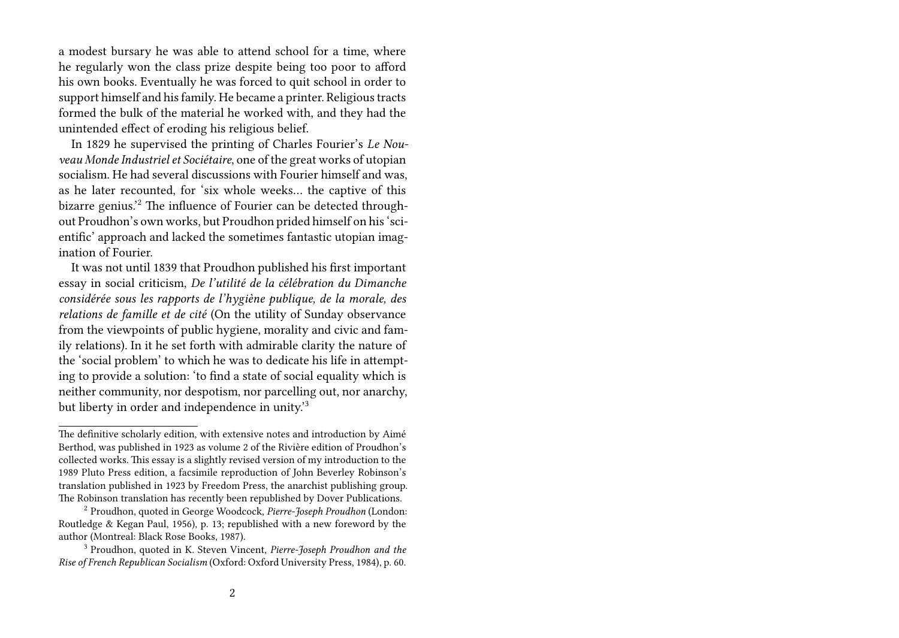a modest bursary he was able to attend school for a time, where he regularly won the class prize despite being too poor to afford his own books. Eventually he was forced to quit school in order to support himself and his family. He became a printer. Religious tracts formed the bulk of the material he worked with, and they had the unintended effect of eroding his religious belief.

In 1829 he supervised the printing of Charles Fourier's *Le Nouveau Monde Industriel et Sociétaire*, one of the great works of utopian socialism. He had several discussions with Fourier himself and was, as he later recounted, for 'six whole weeks… the captive of this bizarre genius.'[2] The influence of Fourier can be detected throughout Proudhon's own works, but Proudhon prided himself on his 'scientific' approach and lacked the sometimes fantastic utopian imagination of Fourier.

It was not until 1839 that Proudhon published his first important essay in social criticism, *De l'utilité de la célébration du Dimanche considérée sous les rapports de l'hygiène publique, de la morale, des relations de famille et de cité* (On the utility of Sunday observance from the viewpoints of public hygiene, morality and civic and family relations). In it he set forth with admirable clarity the nature of the 'social problem' to which he was to dedicate his life in attempting to provide a solution: 'to find a state of social equality which is neither community, nor despotism, nor parcelling out, nor anarchy, but liberty in order and independence in unity.'[3]

---

The definitive scholarly edition, with extensive notes and introduction by Aimé Berthod, was published in 1923 as volume 2 of the Rivière edition of Proudhon's collected works. This essay is a slightly revised version of my introduction to the 1989 Pluto Press edition, a facsimile reproduction of John Beverley Robinson's translation published in 1923 by Freedom Press, the anarchist publishing group. The Robinson translation has recently been republished by Dover Publications.

[2] Proudhon, quoted in George Woodcock, *Pierre-Joseph Proudhon* (London: Routledge & Kegan Paul, 1956), p. 13; republished with a new foreword by the author (Montreal: Black Rose Books, 1987).

[3] Proudhon, quoted in K. Steven Vincent, *Pierre-Joseph Proudhon and the Rise of French Republican Socialism* (Oxford: Oxford University Press, 1984), p. 60.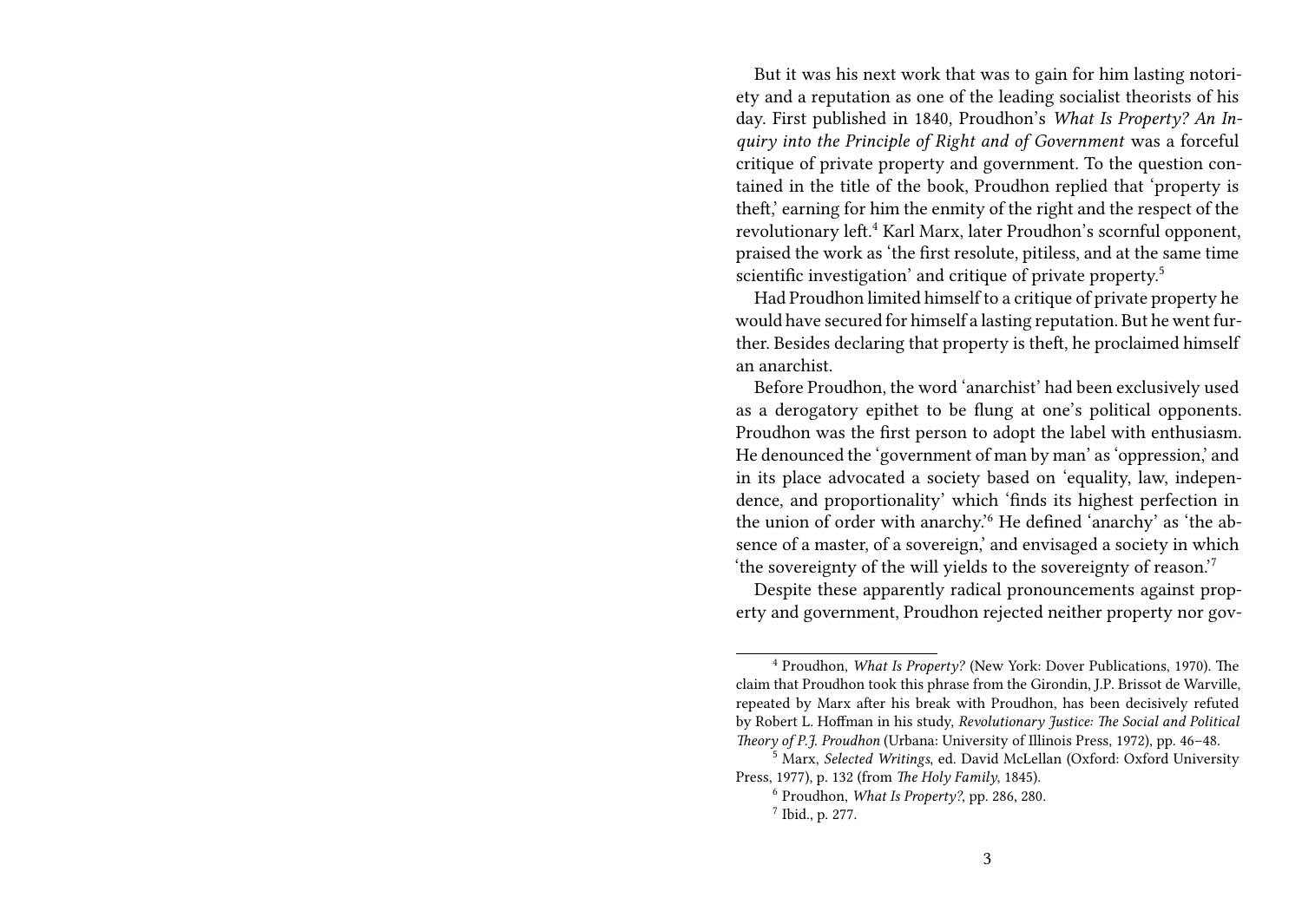But it was his next work that was to gain for him lasting notoriety and a reputation as one of the leading socialist theorists of his day. First published in 1840, Proudhon's *What Is Property? An Inquiry into the Principle of Right and of Government* was a forceful critique of private property and government. To the question contained in the title of the book, Proudhon replied that 'property is theft,' earning for him the enmity of the right and the respect of the revolutionary left.[4] Karl Marx, later Proudhon's scornful opponent, praised the work as 'the first resolute, pitiless, and at the same time scientific investigation' and critique of private property.[5]

Had Proudhon limited himself to a critique of private property he would have secured for himself a lasting reputation. But he went further. Besides declaring that property is theft, he proclaimed himself an anarchist.

Before Proudhon, the word 'anarchist' had been exclusively used as a derogatory epithet to be flung at one's political opponents. Proudhon was the first person to adopt the label with enthusiasm. He denounced the 'government of man by man' as 'oppression,' and in its place advocated a society based on 'equality, law, independence, and proportionality' which 'finds its highest perfection in the union of order with anarchy.'[6] He defined 'anarchy' as 'the absence of a master, of a sovereign,' and envisaged a society in which 'the sovereignty of the will yields to the sovereignty of reason.'[7]

Despite these apparently radical pronouncements against property and government, Proudhon rejected neither property nor gov-

---

[4] Proudhon, *What Is Property?* (New York: Dover Publications, 1970). The claim that Proudhon took this phrase from the Girondin, J.P. Brissot de Warville, repeated by Marx after his break with Proudhon, has been decisively refuted by Robert L. Hoffman in his study, *Revolutionary Justice: The Social and Political Theory of P.J. Proudhon* (Urbana: University of Illinois Press, 1972), pp. 46–48.

[5] Marx, *Selected Writings*, ed. David McLellan (Oxford: Oxford University Press, 1977), p. 132 (from *The Holy Family*, 1845).

[6] Proudhon, *What Is Property?*, pp. 286, 280.

[7] Ibid., p. 277.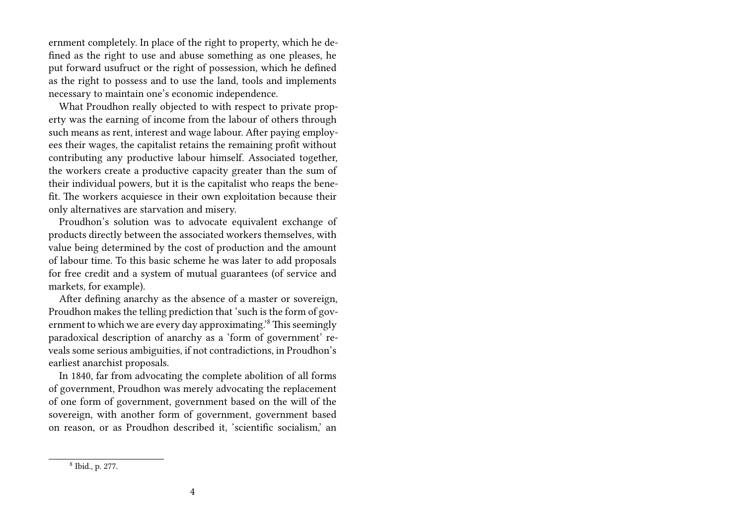ernment completely. In place of the right to property, which he defined as the right to use and abuse something as one pleases, he put forward usufruct or the right of possession, which he defined as the right to possess and to use the land, tools and implements necessary to maintain one's economic independence.

What Proudhon really objected to with respect to private property was the earning of income from the labour of others through such means as rent, interest and wage labour. After paying employees their wages, the capitalist retains the remaining profit without contributing any productive labour himself. Associated together, the workers create a productive capacity greater than the sum of their individual powers, but it is the capitalist who reaps the benefit. The workers acquiesce in their own exploitation because their only alternatives are starvation and misery.

Proudhon's solution was to advocate equivalent exchange of products directly between the associated workers themselves, with value being determined by the cost of production and the amount of labour time. To this basic scheme he was later to add proposals for free credit and a system of mutual guarantees (of service and markets, for example).

After defining anarchy as the absence of a master or sovereign, Proudhon makes the telling prediction that 'such is the form of government to which we are every day approximating.'[8] This seemingly paradoxical description of anarchy as a 'form of government' reveals some serious ambiguities, if not contradictions, in Proudhon's earliest anarchist proposals.

In 1840, far from advocating the complete abolition of all forms of government, Proudhon was merely advocating the replacement of one form of government, government based on the will of the sovereign, with another form of government, government based on reason, or as Proudhon described it, 'scientific socialism,' an

---

[8] Ibid., p. 277.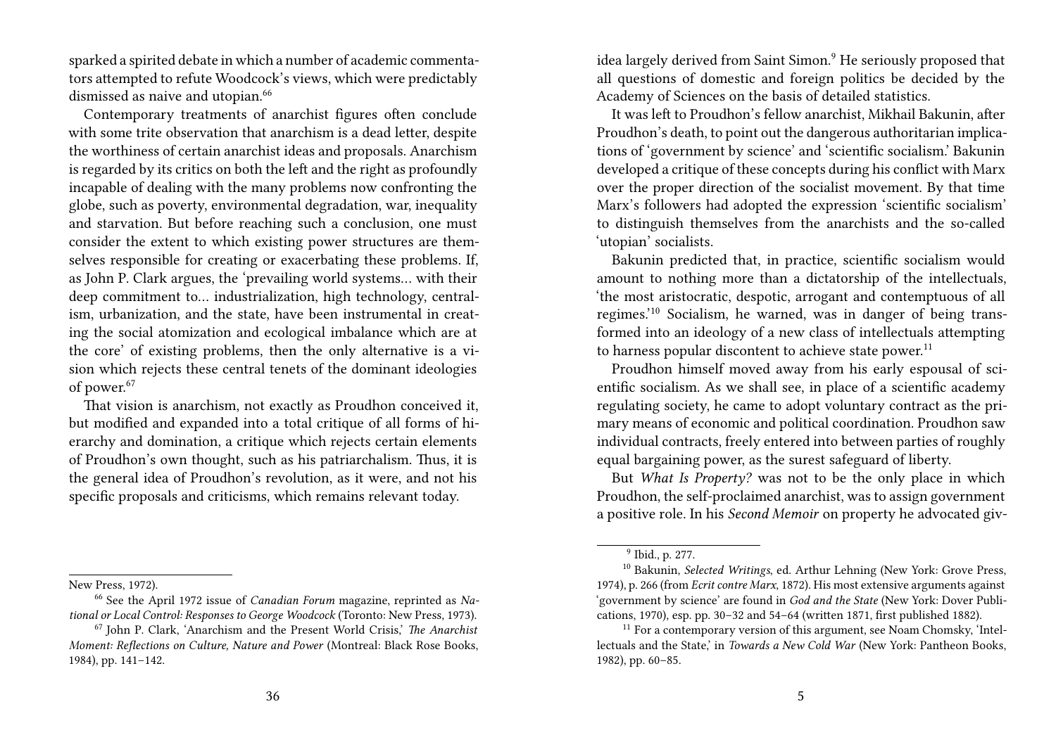sparked a spirited debate in which a number of academic commentators attempted to refute Woodcock's views, which were predictably dismissed as naive and utopian.[66]

Contemporary treatments of anarchist figures often conclude with some trite observation that anarchism is a dead letter, despite the worthiness of certain anarchist ideas and proposals. Anarchism is regarded by its critics on both the left and the right as profoundly incapable of dealing with the many problems now confronting the globe, such as poverty, environmental degradation, war, inequality and starvation. But before reaching such a conclusion, one must consider the extent to which existing power structures are themselves responsible for creating or exacerbating these problems. If, as John P. Clark argues, the 'prevailing world systems… with their deep commitment to… industrialization, high technology, centralism, urbanization, and the state, have been instrumental in creating the social atomization and ecological imbalance which are at the core' of existing problems, then the only alternative is a vision which rejects these central tenets of the dominant ideologies of power.[67]

That vision is anarchism, not exactly as Proudhon conceived it, but modified and expanded into a total critique of all forms of hierarchy and domination, a critique which rejects certain elements of Proudhon's own thought, such as his patriarchalism. Thus, it is the general idea of Proudhon's revolution, as it were, and not his specific proposals and criticisms, which remains relevant today.

New Press, 1972).

[66] See the April 1972 issue of *Canadian Forum* magazine, reprinted as *National or Local Control: Responses to George Woodcock* (Toronto: New Press, 1973).

[67] John P. Clark, 'Anarchism and the Present World Crisis,' *The Anarchist Moment: Reflections on Culture, Nature and Power* (Montreal: Black Rose Books, 1984), pp. 141–142.

idea largely derived from Saint Simon.[9] He seriously proposed that all questions of domestic and foreign politics be decided by the Academy of Sciences on the basis of detailed statistics.

It was left to Proudhon's fellow anarchist, Mikhail Bakunin, after Proudhon's death, to point out the dangerous authoritarian implications of 'government by science' and 'scientific socialism.' Bakunin developed a critique of these concepts during his conflict with Marx over the proper direction of the socialist movement. By that time Marx's followers had adopted the expression 'scientific socialism' to distinguish themselves from the anarchists and the so-called 'utopian' socialists.

Bakunin predicted that, in practice, scientific socialism would amount to nothing more than a dictatorship of the intellectuals, 'the most aristocratic, despotic, arrogant and contemptuous of all regimes.'[10] Socialism, he warned, was in danger of being transformed into an ideology of a new class of intellectuals attempting to harness popular discontent to achieve state power.[11]

Proudhon himself moved away from his early espousal of scientific socialism. As we shall see, in place of a scientific academy regulating society, he came to adopt voluntary contract as the primary means of economic and political coordination. Proudhon saw individual contracts, freely entered into between parties of roughly equal bargaining power, as the surest safeguard of liberty.

But *What Is Property?* was not to be the only place in which Proudhon, the self-proclaimed anarchist, was to assign government a positive role. In his *Second Memoir* on property he advocated giv-

[9] Ibid., p. 277.

[10] Bakunin, *Selected Writings*, ed. Arthur Lehning (New York: Grove Press, 1974), p. 266 (from *Ecrit contre Marx*, 1872). His most extensive arguments against 'government by science' are found in *God and the State* (New York: Dover Publications, 1970), esp. pp. 30–32 and 54–64 (written 1871, first published 1882).

[11] For a contemporary version of this argument, see Noam Chomsky, 'Intellectuals and the State,' in *Towards a New Cold War* (New York: Pantheon Books, 1982), pp. 60–85.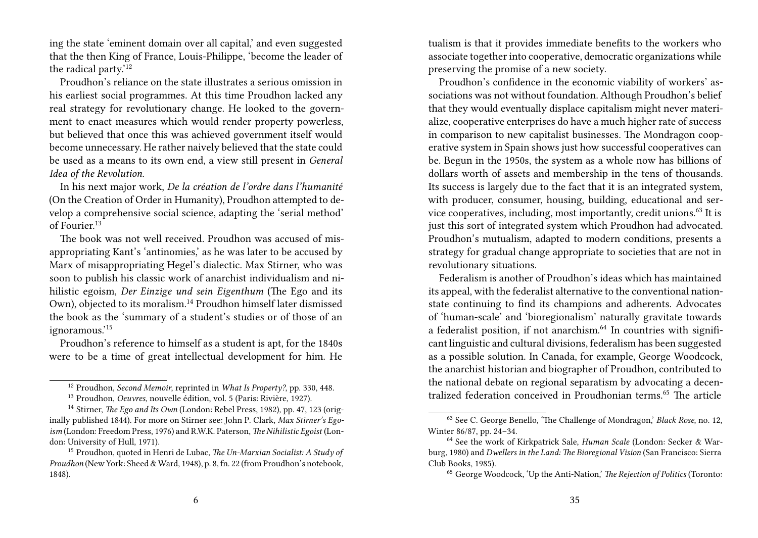ing the state 'eminent domain over all capital,' and even suggested that the then King of France, Louis-Philippe, 'become the leader of the radical party.'[12]

Proudhon's reliance on the state illustrates a serious omission in his earliest social programmes. At this time Proudhon lacked any real strategy for revolutionary change. He looked to the government to enact measures which would render property powerless, but believed that once this was achieved government itself would become unnecessary. He rather naively believed that the state could be used as a means to its own end, a view still present in *General Idea of the Revolution*.

In his next major work, *De la création de l'ordre dans l'humanité* (On the Creation of Order in Humanity), Proudhon attempted to develop a comprehensive social science, adapting the 'serial method' of Fourier.[13]

The book was not well received. Proudhon was accused of misappropriating Kant's 'antinomies,' as he was later to be accused by Marx of misappropriating Hegel's dialectic. Max Stirner, who was soon to publish his classic work of anarchist individualism and nihilistic egoism, *Der Einzige und sein Eigenthum* (The Ego and its Own), objected to its moralism.[14] Proudhon himself later dismissed the book as the 'summary of a student's studies or of those of an ignoramous.'[15]

Proudhon's reference to himself as a student is apt, for the 1840s were to be a time of great intellectual development for him. He

[12] Proudhon, *Second Memoir*, reprinted in *What Is Property?*, pp. 330, 448.

[13] Proudhon, *Oeuvres*, nouvelle édition, vol. 5 (Paris: Rivière, 1927).

[14] Stirner, *The Ego and Its Own* (London: Rebel Press, 1982), pp. 47, 123 (originally published 1844). For more on Stirner see: John P. Clark, *Max Stirner's Egoism* (London: Freedom Press, 1976) and R.W.K. Paterson, *The Nihilistic Egoist* (London: University of Hull, 1971).

[15] Proudhon, quoted in Henri de Lubac, *The Un-Marxian Socialist: A Study of Proudhon* (New York: Sheed & Ward, 1948), p. 8, fn. 22 (from Proudhon's notebook, 1848).

tualism is that it provides immediate benefits to the workers who associate together into cooperative, democratic organizations while preserving the promise of a new society.

Proudhon's confidence in the economic viability of workers' associations was not without foundation. Although Proudhon's belief that they would eventually displace capitalism might never materialize, cooperative enterprises do have a much higher rate of success in comparison to new capitalist businesses. The Mondragon cooperative system in Spain shows just how successful cooperatives can be. Begun in the 1950s, the system as a whole now has billions of dollars worth of assets and membership in the tens of thousands. Its success is largely due to the fact that it is an integrated system, with producer, consumer, housing, building, educational and service cooperatives, including, most importantly, credit unions.[63] It is just this sort of integrated system which Proudhon had advocated. Proudhon's mutualism, adapted to modern conditions, presents a strategy for gradual change appropriate to societies that are not in revolutionary situations.

Federalism is another of Proudhon's ideas which has maintained its appeal, with the federalist alternative to the conventional nation-state continuing to find its champions and adherents. Advocates of 'human-scale' and 'bioregionalism' naturally gravitate towards a federalist position, if not anarchism.[64] In countries with significant linguistic and cultural divisions, federalism has been suggested as a possible solution. In Canada, for example, George Woodcock, the anarchist historian and biographer of Proudhon, contributed to the national debate on regional separatism by advocating a decentralized federation conceived in Proudhonian terms.[65] The article

[63] See C. George Benello, 'The Challenge of Mondragon,' *Black Rose*, no. 12, Winter 86/87, pp. 24–34.

[64] See the work of Kirkpatrick Sale, *Human Scale* (London: Secker & Warburg, 1980) and *Dwellers in the Land: The Bioregional Vision* (San Francisco: Sierra Club Books, 1985).

[65] George Woodcock, 'Up the Anti-Nation,' *The Rejection of Politics* (Toronto: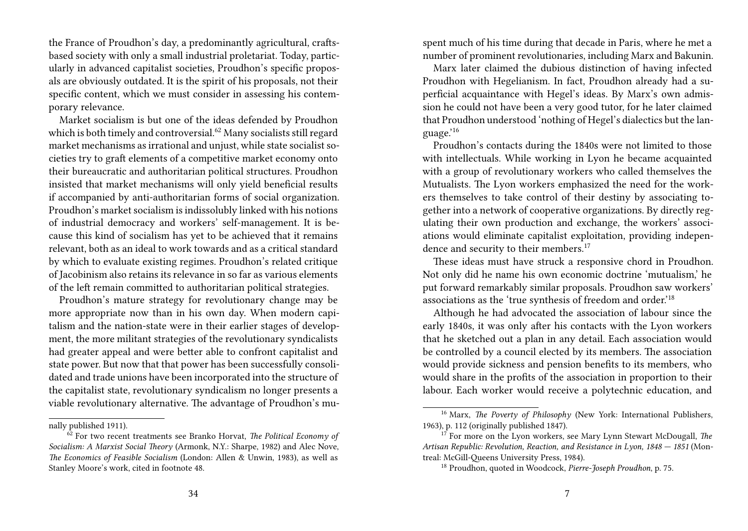the France of Proudhon's day, a predominantly agricultural, crafts-based society with only a small industrial proletariat. Today, particularly in advanced capitalist societies, Proudhon's specific proposals are obviously outdated. It is the spirit of his proposals, not their specific content, which we must consider in assessing his contemporary relevance.

Market socialism is but one of the ideas defended by Proudhon which is both timely and controversial.[62] Many socialists still regard market mechanisms as irrational and unjust, while state socialist societies try to graft elements of a competitive market economy onto their bureaucratic and authoritarian political structures. Proudhon insisted that market mechanisms will only yield beneficial results if accompanied by anti-authoritarian forms of social organization. Proudhon's market socialism is indissolubly linked with his notions of industrial democracy and workers' self-management. It is because this kind of socialism has yet to be achieved that it remains relevant, both as an ideal to work towards and as a critical standard by which to evaluate existing regimes. Proudhon's related critique of Jacobinism also retains its relevance in so far as various elements of the left remain committed to authoritarian political strategies.

Proudhon's mature strategy for revolutionary change may be more appropriate now than in his own day. When modern capitalism and the nation-state were in their earlier stages of development, the more militant strategies of the revolutionary syndicalists had greater appeal and were better able to confront capitalist and state power. But now that that power has been successfully consolidated and trade unions have been incorporated into the structure of the capitalist state, revolutionary syndicalism no longer presents a viable revolutionary alternative. The advantage of Proudhon's mu-

nally published 1911).

[62] For two recent treatments see Branko Horvat, *The Political Economy of Socialism: A Marxist Social Theory* (Armonk, N.Y.: Sharpe, 1982) and Alec Nove, *The Economics of Feasible Socialism* (London: Allen & Unwin, 1983), as well as Stanley Moore's work, cited in footnote 48.

spent much of his time during that decade in Paris, where he met a number of prominent revolutionaries, including Marx and Bakunin.

Marx later claimed the dubious distinction of having infected Proudhon with Hegelianism. In fact, Proudhon already had a superficial acquaintance with Hegel's ideas. By Marx's own admission he could not have been a very good tutor, for he later claimed that Proudhon understood 'nothing of Hegel's dialectics but the language.'[16]

Proudhon's contacts during the 1840s were not limited to those with intellectuals. While working in Lyon he became acquainted with a group of revolutionary workers who called themselves the Mutualists. The Lyon workers emphasized the need for the workers themselves to take control of their destiny by associating together into a network of cooperative organizations. By directly regulating their own production and exchange, the workers' associations would eliminate capitalist exploitation, providing independence and security to their members.[17]

These ideas must have struck a responsive chord in Proudhon. Not only did he name his own economic doctrine 'mutualism,' he put forward remarkably similar proposals. Proudhon saw workers' associations as the 'true synthesis of freedom and order.'[18]

Although he had advocated the association of labour since the early 1840s, it was only after his contacts with the Lyon workers that he sketched out a plan in any detail. Each association would be controlled by a council elected by its members. The association would provide sickness and pension benefits to its members, who would share in the profits of the association in proportion to their labour. Each worker would receive a polytechnic education, and

[16] Marx, *The Poverty of Philosophy* (New York: International Publishers, 1963), p. 112 (originally published 1847).

[17] For more on the Lyon workers, see Mary Lynn Stewart McDougall, *The Artisan Republic: Revolution, Reaction, and Resistance in Lyon, 1848 — 1851* (Montreal: McGill-Queens University Press, 1984).

[18] Proudhon, quoted in Woodcock, *Pierre-Joseph Proudhon*, p. 75.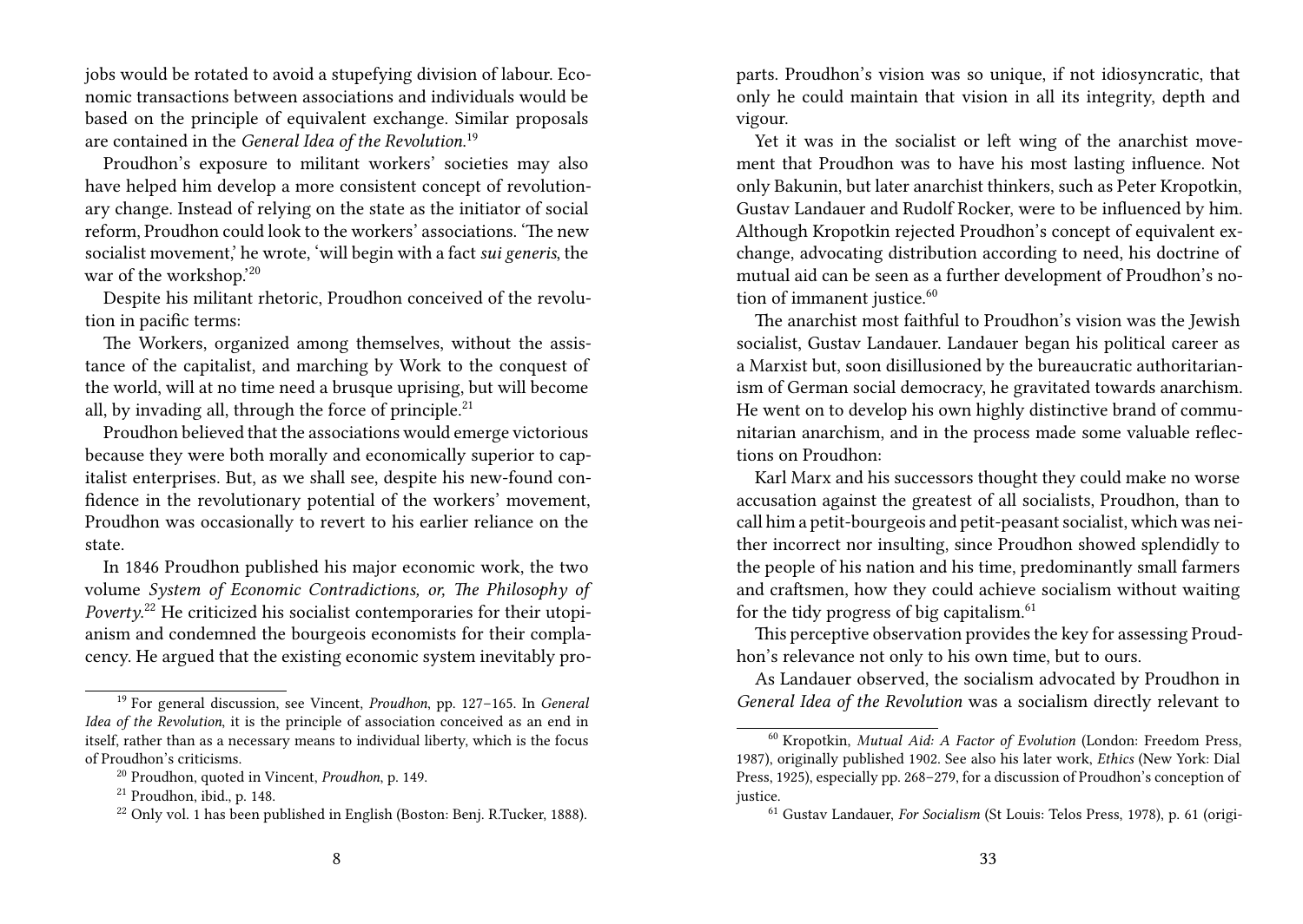jobs would be rotated to avoid a stupefying division of labour. Economic transactions between associations and individuals would be based on the principle of equivalent exchange. Similar proposals are contained in the *General Idea of the Revolution*.[19]

Proudhon's exposure to militant workers' societies may also have helped him develop a more consistent concept of revolutionary change. Instead of relying on the state as the initiator of social reform, Proudhon could look to the workers' associations. 'The new socialist movement,' he wrote, 'will begin with a fact *sui generis*, the war of the workshop.'[20]

Despite his militant rhetoric, Proudhon conceived of the revolution in pacific terms:

The Workers, organized among themselves, without the assistance of the capitalist, and marching by Work to the conquest of the world, will at no time need a brusque uprising, but will become all, by invading all, through the force of principle.[21]

Proudhon believed that the associations would emerge victorious because they were both morally and economically superior to capitalist enterprises. But, as we shall see, despite his new-found confidence in the revolutionary potential of the workers' movement, Proudhon was occasionally to revert to his earlier reliance on the state.

In 1846 Proudhon published his major economic work, the two volume *System of Economic Contradictions, or, The Philosophy of Poverty*.[22] He criticized his socialist contemporaries for their utopianism and condemned the bourgeois economists for their complacency. He argued that the existing economic system inevitably pro-

[19] For general discussion, see Vincent, *Proudhon*, pp. 127–165. In *General Idea of the Revolution*, it is the principle of association conceived as an end in itself, rather than as a necessary means to individual liberty, which is the focus of Proudhon's criticisms.

[20] Proudhon, quoted in Vincent, *Proudhon*, p. 149.

[21] Proudhon, ibid., p. 148.

[22] Only vol. 1 has been published in English (Boston: Benj. R.Tucker, 1888).

parts. Proudhon's vision was so unique, if not idiosyncratic, that only he could maintain that vision in all its integrity, depth and vigour.

Yet it was in the socialist or left wing of the anarchist movement that Proudhon was to have his most lasting influence. Not only Bakunin, but later anarchist thinkers, such as Peter Kropotkin, Gustav Landauer and Rudolf Rocker, were to be influenced by him. Although Kropotkin rejected Proudhon's concept of equivalent exchange, advocating distribution according to need, his doctrine of mutual aid can be seen as a further development of Proudhon's notion of immanent justice.[60]

The anarchist most faithful to Proudhon's vision was the Jewish socialist, Gustav Landauer. Landauer began his political career as a Marxist but, soon disillusioned by the bureaucratic authoritarianism of German social democracy, he gravitated towards anarchism. He went on to develop his own highly distinctive brand of communitarian anarchism, and in the process made some valuable reflections on Proudhon:

Karl Marx and his successors thought they could make no worse accusation against the greatest of all socialists, Proudhon, than to call him a petit-bourgeois and petit-peasant socialist, which was neither incorrect nor insulting, since Proudhon showed splendidly to the people of his nation and his time, predominantly small farmers and craftsmen, how they could achieve socialism without waiting for the tidy progress of big capitalism.[61]

This perceptive observation provides the key for assessing Proudhon's relevance not only to his own time, but to ours.

As Landauer observed, the socialism advocated by Proudhon in *General Idea of the Revolution* was a socialism directly relevant to

[60] Kropotkin, *Mutual Aid: A Factor of Evolution* (London: Freedom Press, 1987), originally published 1902. See also his later work, *Ethics* (New York: Dial Press, 1925), especially pp. 268–279, for a discussion of Proudhon's conception of justice.

[61] Gustav Landauer, *For Socialism* (St Louis: Telos Press, 1978), p. 61 (origi-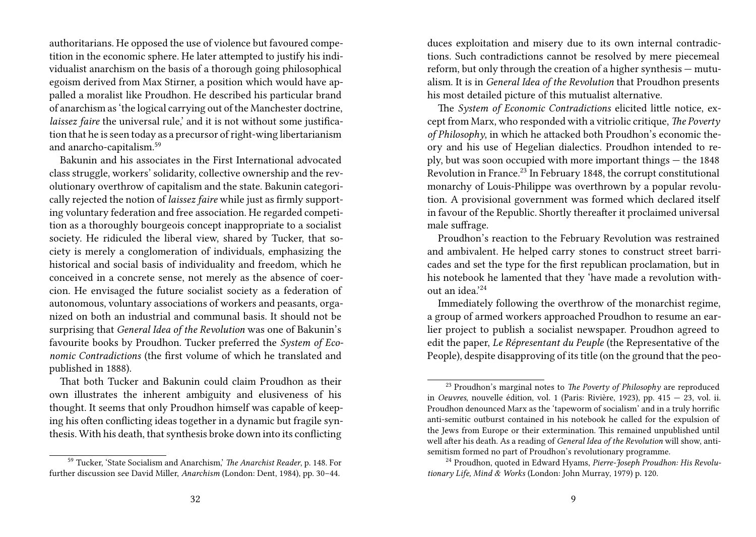authoritarians. He opposed the use of violence but favoured competition in the economic sphere. He later attempted to justify his individualist anarchism on the basis of a thorough going philosophical egoism derived from Max Stirner, a position which would have appalled a moralist like Proudhon. He described his particular brand of anarchism as 'the logical carrying out of the Manchester doctrine, *laissez faire* the universal rule,' and it is not without some justification that he is seen today as a precursor of right-wing libertarianism and anarcho-capitalism.[59]

Bakunin and his associates in the First International advocated class struggle, workers' solidarity, collective ownership and the revolutionary overthrow of capitalism and the state. Bakunin categorically rejected the notion of *laissez faire* while just as firmly supporting voluntary federation and free association. He regarded competition as a thoroughly bourgeois concept inappropriate to a socialist society. He ridiculed the liberal view, shared by Tucker, that society is merely a conglomeration of individuals, emphasizing the historical and social basis of individuality and freedom, which he conceived in a concrete sense, not merely as the absence of coercion. He envisaged the future socialist society as a federation of autonomous, voluntary associations of workers and peasants, organized on both an industrial and communal basis. It should not be surprising that *General Idea of the Revolution* was one of Bakunin's favourite books by Proudhon. Tucker preferred the *System of Economic Contradictions* (the first volume of which he translated and published in 1888).

That both Tucker and Bakunin could claim Proudhon as their own illustrates the inherent ambiguity and elusiveness of his thought. It seems that only Proudhon himself was capable of keeping his often conflicting ideas together in a dynamic but fragile synthesis. With his death, that synthesis broke down into its conflicting

[59] Tucker, 'State Socialism and Anarchism,' *The Anarchist Reader*, p. 148. For further discussion see David Miller, *Anarchism* (London: Dent, 1984), pp. 30–44.

duces exploitation and misery due to its own internal contradictions. Such contradictions cannot be resolved by mere piecemeal reform, but only through the creation of a higher synthesis — mutualism. It is in *General Idea of the Revolution* that Proudhon presents his most detailed picture of this mutualist alternative.

The *System of Economic Contradictions* elicited little notice, except from Marx, who responded with a vitriolic critique, *The Poverty of Philosophy*, in which he attacked both Proudhon's economic theory and his use of Hegelian dialectics. Proudhon intended to reply, but was soon occupied with more important things — the 1848 Revolution in France.[23] In February 1848, the corrupt constitutional monarchy of Louis-Philippe was overthrown by a popular revolution. A provisional government was formed which declared itself in favour of the Republic. Shortly thereafter it proclaimed universal male suffrage.

Proudhon's reaction to the February Revolution was restrained and ambivalent. He helped carry stones to construct street barricades and set the type for the first republican proclamation, but in his notebook he lamented that they 'have made a revolution without an idea.'[24]

Immediately following the overthrow of the monarchist regime, a group of armed workers approached Proudhon to resume an earlier project to publish a socialist newspaper. Proudhon agreed to edit the paper, *Le Répresentant du Peuple* (the Representative of the People), despite disapproving of its title (on the ground that the peo-

[23] Proudhon's marginal notes to *The Poverty of Philosophy* are reproduced in *Oeuvres*, nouvelle édition, vol. 1 (Paris: Rivière, 1923), pp. 415 — 23, vol. ii. Proudhon denounced Marx as the 'tapeworm of socialism' and in a truly horrific anti-semitic outburst contained in his notebook he called for the expulsion of the Jews from Europe or their extermination. This remained unpublished until well after his death. As a reading of *General Idea of the Revolution* will show, anti-semitism formed no part of Proudhon's revolutionary programme.

[24] Proudhon, quoted in Edward Hyams, *Pierre-Joseph Proudhon: His Revolutionary Life, Mind & Works* (London: John Murray, 1979) p. 120.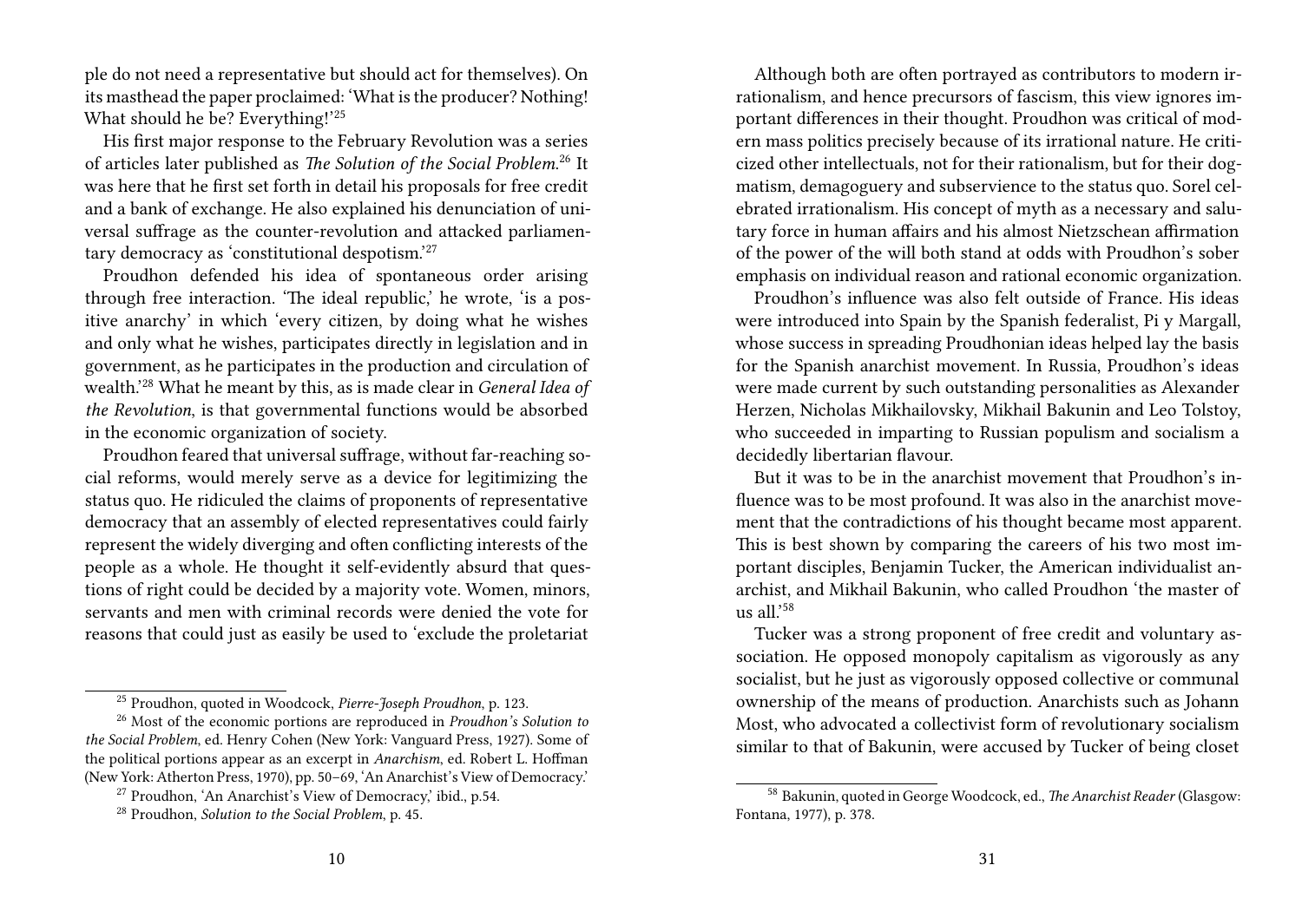ple do not need a representative but should act for themselves). On its masthead the paper proclaimed: 'What is the producer? Nothing! What should he be? Everything!'[25]

His first major response to the February Revolution was a series of articles later published as *The Solution of the Social Problem*.[26] It was here that he first set forth in detail his proposals for free credit and a bank of exchange. He also explained his denunciation of universal suffrage as the counter-revolution and attacked parliamentary democracy as 'constitutional despotism.'[27]

Proudhon defended his idea of spontaneous order arising through free interaction. 'The ideal republic,' he wrote, 'is a positive anarchy' in which 'every citizen, by doing what he wishes and only what he wishes, participates directly in legislation and in government, as he participates in the production and circulation of wealth.'[28] What he meant by this, as is made clear in *General Idea of the Revolution*, is that governmental functions would be absorbed in the economic organization of society.

Proudhon feared that universal suffrage, without far-reaching social reforms, would merely serve as a device for legitimizing the status quo. He ridiculed the claims of proponents of representative democracy that an assembly of elected representatives could fairly represent the widely diverging and often conflicting interests of the people as a whole. He thought it self-evidently absurd that questions of right could be decided by a majority vote. Women, minors, servants and men with criminal records were denied the vote for reasons that could just as easily be used to 'exclude the proletariat

[25] Proudhon, quoted in Woodcock, *Pierre-Joseph Proudhon*, p. 123.

[26] Most of the economic portions are reproduced in *Proudhon's Solution to the Social Problem*, ed. Henry Cohen (New York: Vanguard Press, 1927). Some of the political portions appear as an excerpt in *Anarchism*, ed. Robert L. Hoffman (New York: Atherton Press, 1970), pp. 50–69, 'An Anarchist's View of Democracy.'

[27] Proudhon, 'An Anarchist's View of Democracy,' ibid., p.54.

[28] Proudhon, *Solution to the Social Problem*, p. 45.

Although both are often portrayed as contributors to modern irrationalism, and hence precursors of fascism, this view ignores important differences in their thought. Proudhon was critical of modern mass politics precisely because of its irrational nature. He criticized other intellectuals, not for their rationalism, but for their dogmatism, demagoguery and subservience to the status quo. Sorel celebrated irrationalism. His concept of myth as a necessary and salutary force in human affairs and his almost Nietzschean affirmation of the power of the will both stand at odds with Proudhon's sober emphasis on individual reason and rational economic organization.

Proudhon's influence was also felt outside of France. His ideas were introduced into Spain by the Spanish federalist, Pi y Margall, whose success in spreading Proudhonian ideas helped lay the basis for the Spanish anarchist movement. In Russia, Proudhon's ideas were made current by such outstanding personalities as Alexander Herzen, Nicholas Mikhailovsky, Mikhail Bakunin and Leo Tolstoy, who succeeded in imparting to Russian populism and socialism a decidedly libertarian flavour.

But it was to be in the anarchist movement that Proudhon's influence was to be most profound. It was also in the anarchist movement that the contradictions of his thought became most apparent. This is best shown by comparing the careers of his two most important disciples, Benjamin Tucker, the American individualist anarchist, and Mikhail Bakunin, who called Proudhon 'the master of us all.'[58]

Tucker was a strong proponent of free credit and voluntary association. He opposed monopoly capitalism as vigorously as any socialist, but he just as vigorously opposed collective or communal ownership of the means of production. Anarchists such as Johann Most, who advocated a collectivist form of revolutionary socialism similar to that of Bakunin, were accused by Tucker of being closet

[58] Bakunin, quoted in George Woodcock, ed., *The Anarchist Reader* (Glasgow: Fontana, 1977), p. 378.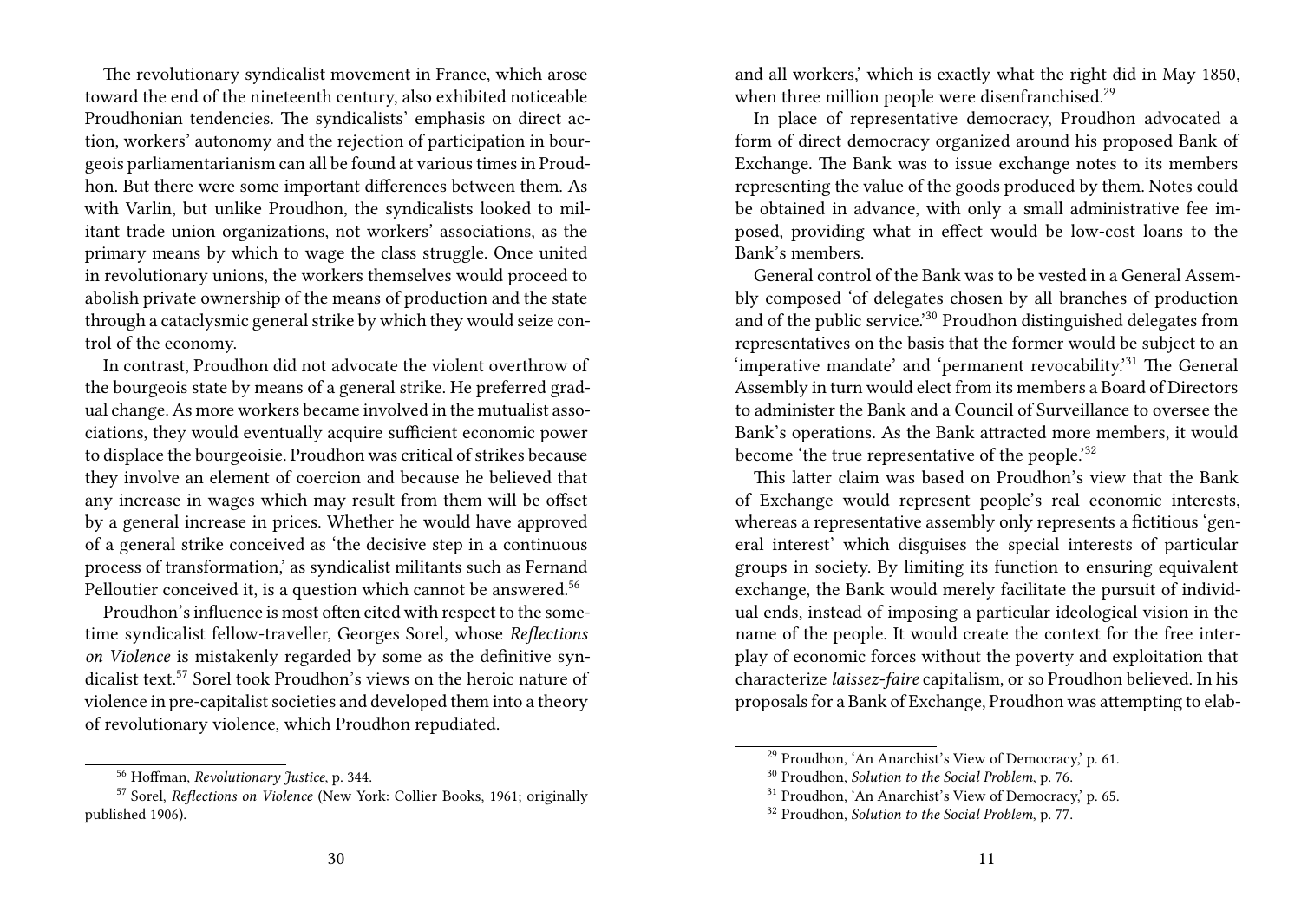The revolutionary syndicalist movement in France, which arose toward the end of the nineteenth century, also exhibited noticeable Proudhonian tendencies. The syndicalists' emphasis on direct action, workers' autonomy and the rejection of participation in bourgeois parliamentarianism can all be found at various times in Proudhon. But there were some important differences between them. As with Varlin, but unlike Proudhon, the syndicalists looked to militant trade union organizations, not workers' associations, as the primary means by which to wage the class struggle. Once united in revolutionary unions, the workers themselves would proceed to abolish private ownership of the means of production and the state through a cataclysmic general strike by which they would seize control of the economy.

In contrast, Proudhon did not advocate the violent overthrow of the bourgeois state by means of a general strike. He preferred gradual change. As more workers became involved in the mutualist associations, they would eventually acquire sufficient economic power to displace the bourgeoisie. Proudhon was critical of strikes because they involve an element of coercion and because he believed that any increase in wages which may result from them will be offset by a general increase in prices. Whether he would have approved of a general strike conceived as 'the decisive step in a continuous process of transformation,' as syndicalist militants such as Fernand Pelloutier conceived it, is a question which cannot be answered.[56]

Proudhon's influence is most often cited with respect to the sometime syndicalist fellow-traveller, Georges Sorel, whose *Reflections on Violence* is mistakenly regarded by some as the definitive syndicalist text.[57] Sorel took Proudhon's views on the heroic nature of violence in pre-capitalist societies and developed them into a theory of revolutionary violence, which Proudhon repudiated.

[56] Hoffman, *Revolutionary Justice*, p. 344.

[57] Sorel, *Reflections on Violence* (New York: Collier Books, 1961; originally published 1906).

and all workers,' which is exactly what the right did in May 1850, when three million people were disenfranchised.[29]

In place of representative democracy, Proudhon advocated a form of direct democracy organized around his proposed Bank of Exchange. The Bank was to issue exchange notes to its members representing the value of the goods produced by them. Notes could be obtained in advance, with only a small administrative fee imposed, providing what in effect would be low-cost loans to the Bank's members.

General control of the Bank was to be vested in a General Assembly composed 'of delegates chosen by all branches of production and of the public service.'[30] Proudhon distinguished delegates from representatives on the basis that the former would be subject to an 'imperative mandate' and 'permanent revocability.'[31] The General Assembly in turn would elect from its members a Board of Directors to administer the Bank and a Council of Surveillance to oversee the Bank's operations. As the Bank attracted more members, it would become 'the true representative of the people.'[32]

This latter claim was based on Proudhon's view that the Bank of Exchange would represent people's real economic interests, whereas a representative assembly only represents a fictitious 'general interest' which disguises the special interests of particular groups in society. By limiting its function to ensuring equivalent exchange, the Bank would merely facilitate the pursuit of individual ends, instead of imposing a particular ideological vision in the name of the people. It would create the context for the free interplay of economic forces without the poverty and exploitation that characterize *laissez-faire* capitalism, or so Proudhon believed. In his proposals for a Bank of Exchange, Proudhon was attempting to elab-

[29] Proudhon, 'An Anarchist's View of Democracy,' p. 61.

[30] Proudhon, *Solution to the Social Problem*, p. 76.

[31] Proudhon, 'An Anarchist's View of Democracy,' p. 65.

[32] Proudhon, *Solution to the Social Problem*, p. 77.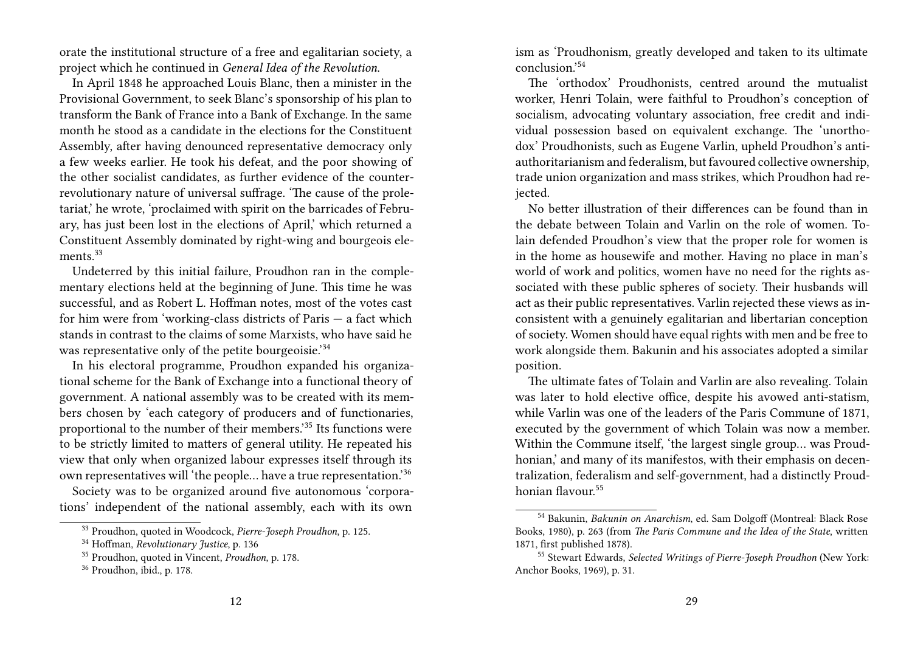orate the institutional structure of a free and egalitarian society, a project which he continued in *General Idea of the Revolution*.

In April 1848 he approached Louis Blanc, then a minister in the Provisional Government, to seek Blanc's sponsorship of his plan to transform the Bank of France into a Bank of Exchange. In the same month he stood as a candidate in the elections for the Constituent Assembly, after having denounced representative democracy only a few weeks earlier. He took his defeat, and the poor showing of the other socialist candidates, as further evidence of the counter-revolutionary nature of universal suffrage. 'The cause of the proletariat,' he wrote, 'proclaimed with spirit on the barricades of February, has just been lost in the elections of April,' which returned a Constituent Assembly dominated by right-wing and bourgeois elements.[33]

Undeterred by this initial failure, Proudhon ran in the complementary elections held at the beginning of June. This time he was successful, and as Robert L. Hoffman notes, most of the votes cast for him were from 'working-class districts of Paris — a fact which stands in contrast to the claims of some Marxists, who have said he was representative only of the petite bourgeoisie.'[34]

In his electoral programme, Proudhon expanded his organizational scheme for the Bank of Exchange into a functional theory of government. A national assembly was to be created with its members chosen by 'each category of producers and of functionaries, proportional to the number of their members.'[35] Its functions were to be strictly limited to matters of general utility. He repeated his view that only when organized labour expresses itself through its own representatives will 'the people… have a true representation.'[36]

Society was to be organized around five autonomous 'corporations' independent of the national assembly, each with its own

---

[33] Proudhon, quoted in Woodcock, *Pierre-Joseph Proudhon*, p. 125.

[34] Hoffman, *Revolutionary Justice*, p. 136

[35] Proudhon, quoted in Vincent, *Proudhon*, p. 178.

[36] Proudhon, ibid., p. 178.

ism as 'Proudhonism, greatly developed and taken to its ultimate conclusion.'[54]

The 'orthodox' Proudhonists, centred around the mutualist worker, Henri Tolain, were faithful to Proudhon's conception of socialism, advocating voluntary association, free credit and individual possession based on equivalent exchange. The 'unorthodox' Proudhonists, such as Eugene Varlin, upheld Proudhon's anti-authoritarianism and federalism, but favoured collective ownership, trade union organization and mass strikes, which Proudhon had rejected.

No better illustration of their differences can be found than in the debate between Tolain and Varlin on the role of women. Tolain defended Proudhon's view that the proper role for women is in the home as housewife and mother. Having no place in man's world of work and politics, women have no need for the rights associated with these public spheres of society. Their husbands will act as their public representatives. Varlin rejected these views as inconsistent with a genuinely egalitarian and libertarian conception of society. Women should have equal rights with men and be free to work alongside them. Bakunin and his associates adopted a similar position.

The ultimate fates of Tolain and Varlin are also revealing. Tolain was later to hold elective office, despite his avowed anti-statism, while Varlin was one of the leaders of the Paris Commune of 1871, executed by the government of which Tolain was now a member. Within the Commune itself, 'the largest single group… was Proudhonian,' and many of its manifestos, with their emphasis on decentralization, federalism and self-government, had a distinctly Proudhonian flavour.[55]

---

[54] Bakunin, *Bakunin on Anarchism*, ed. Sam Dolgoff (Montreal: Black Rose Books, 1980), p. 263 (from *The Paris Commune and the Idea of the State*, written 1871, first published 1878).

[55] Stewart Edwards, *Selected Writings of Pierre-Joseph Proudhon* (New York: Anchor Books, 1969), p. 31.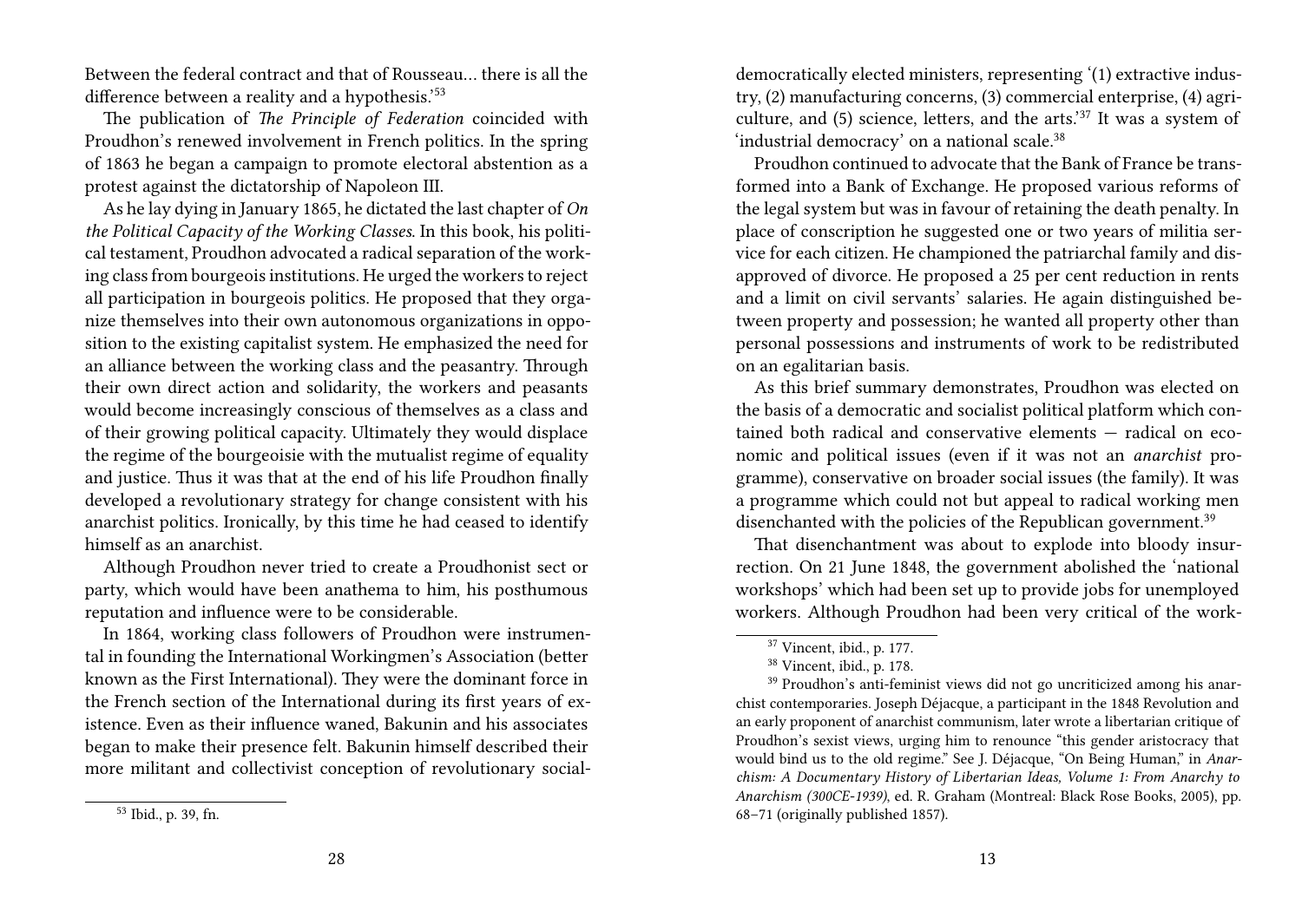Between the federal contract and that of Rousseau… there is all the difference between a reality and a hypothesis.'[53]

The publication of *The Principle of Federation* coincided with Proudhon's renewed involvement in French politics. In the spring of 1863 he began a campaign to promote electoral abstention as a protest against the dictatorship of Napoleon III.

As he lay dying in January 1865, he dictated the last chapter of *On the Political Capacity of the Working Classes*. In this book, his political testament, Proudhon advocated a radical separation of the working class from bourgeois institutions. He urged the workers to reject all participation in bourgeois politics. He proposed that they organize themselves into their own autonomous organizations in opposition to the existing capitalist system. He emphasized the need for an alliance between the working class and the peasantry. Through their own direct action and solidarity, the workers and peasants would become increasingly conscious of themselves as a class and of their growing political capacity. Ultimately they would displace the regime of the bourgeoisie with the mutualist regime of equality and justice. Thus it was that at the end of his life Proudhon finally developed a revolutionary strategy for change consistent with his anarchist politics. Ironically, by this time he had ceased to identify himself as an anarchist.

Although Proudhon never tried to create a Proudhonist sect or party, which would have been anathema to him, his posthumous reputation and influence were to be considerable.

In 1864, working class followers of Proudhon were instrumental in founding the International Workingmen's Association (better known as the First International). They were the dominant force in the French section of the International during its first years of existence. Even as their influence waned, Bakunin and his associates began to make their presence felt. Bakunin himself described their more militant and collectivist conception of revolutionary social-

[53] Ibid., p. 39, fn.

democratically elected ministers, representing '(1) extractive industry, (2) manufacturing concerns, (3) commercial enterprise, (4) agriculture, and (5) science, letters, and the arts.'[37] It was a system of 'industrial democracy' on a national scale.[38]

Proudhon continued to advocate that the Bank of France be transformed into a Bank of Exchange. He proposed various reforms of the legal system but was in favour of retaining the death penalty. In place of conscription he suggested one or two years of militia service for each citizen. He championed the patriarchal family and disapproved of divorce. He proposed a 25 per cent reduction in rents and a limit on civil servants' salaries. He again distinguished between property and possession; he wanted all property other than personal possessions and instruments of work to be redistributed on an egalitarian basis.

As this brief summary demonstrates, Proudhon was elected on the basis of a democratic and socialist political platform which contained both radical and conservative elements — radical on economic and political issues (even if it was not an *anarchist* programme), conservative on broader social issues (the family). It was a programme which could not but appeal to radical working men disenchanted with the policies of the Republican government.[39]

That disenchantment was about to explode into bloody insurrection. On 21 June 1848, the government abolished the 'national workshops' which had been set up to provide jobs for unemployed workers. Although Proudhon had been very critical of the work-

[37] Vincent, ibid., p. 177.

[38] Vincent, ibid., p. 178.

[39] Proudhon's anti-feminist views did not go uncriticized among his anarchist contemporaries. Joseph Déjacque, a participant in the 1848 Revolution and an early proponent of anarchist communism, later wrote a libertarian critique of Proudhon's sexist views, urging him to renounce "this gender aristocracy that would bind us to the old regime." See J. Déjacque, "On Being Human," in *Anarchism: A Documentary History of Libertarian Ideas, Volume 1: From Anarchy to Anarchism (300CE-1939)*, ed. R. Graham (Montreal: Black Rose Books, 2005), pp. 68–71 (originally published 1857).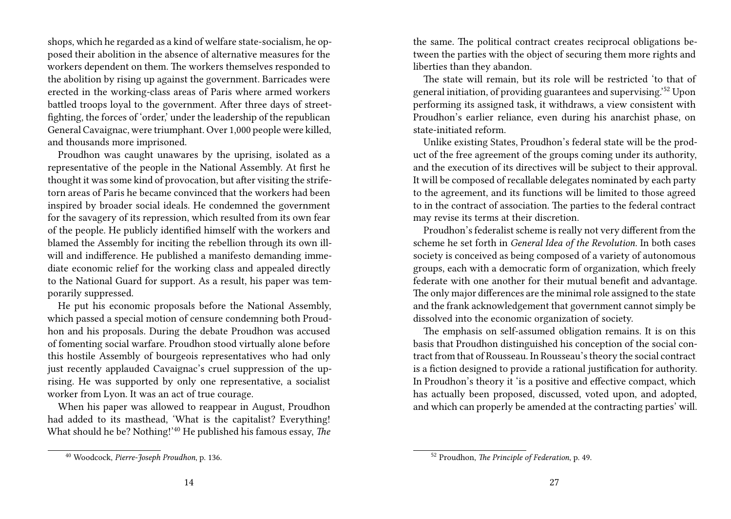shops, which he regarded as a kind of welfare state-socialism, he opposed their abolition in the absence of alternative measures for the workers dependent on them. The workers themselves responded to the abolition by rising up against the government. Barricades were erected in the working-class areas of Paris where armed workers battled troops loyal to the government. After three days of street-fighting, the forces of 'order,' under the leadership of the republican General Cavaignac, were triumphant. Over 1,000 people were killed, and thousands more imprisoned.

Proudhon was caught unawares by the uprising, isolated as a representative of the people in the National Assembly. At first he thought it was some kind of provocation, but after visiting the strife-torn areas of Paris he became convinced that the workers had been inspired by broader social ideals. He condemned the government for the savagery of its repression, which resulted from its own fear of the people. He publicly identified himself with the workers and blamed the Assembly for inciting the rebellion through its own ill-will and indifference. He published a manifesto demanding immediate economic relief for the working class and appealed directly to the National Guard for support. As a result, his paper was temporarily suppressed.

He put his economic proposals before the National Assembly, which passed a special motion of censure condemning both Proudhon and his proposals. During the debate Proudhon was accused of fomenting social warfare. Proudhon stood virtually alone before this hostile Assembly of bourgeois representatives who had only just recently applauded Cavaignac's cruel suppression of the uprising. He was supported by only one representative, a socialist worker from Lyon. It was an act of true courage.

When his paper was allowed to reappear in August, Proudhon had added to its masthead, 'What is the capitalist? Everything! What should he be? Nothing!'[40] He published his famous essay, *The*

[40] Woodcock, *Pierre-Joseph Proudhon*, p. 136.

the same. The political contract creates reciprocal obligations between the parties with the object of securing them more rights and liberties than they abandon.

The state will remain, but its role will be restricted 'to that of general initiation, of providing guarantees and supervising.'[52] Upon performing its assigned task, it withdraws, a view consistent with Proudhon's earlier reliance, even during his anarchist phase, on state-initiated reform.

Unlike existing States, Proudhon's federal state will be the product of the free agreement of the groups coming under its authority, and the execution of its directives will be subject to their approval. It will be composed of recallable delegates nominated by each party to the agreement, and its functions will be limited to those agreed to in the contract of association. The parties to the federal contract may revise its terms at their discretion.

Proudhon's federalist scheme is really not very different from the scheme he set forth in *General Idea of the Revolution*. In both cases society is conceived as being composed of a variety of autonomous groups, each with a democratic form of organization, which freely federate with one another for their mutual benefit and advantage. The only major differences are the minimal role assigned to the state and the frank acknowledgement that government cannot simply be dissolved into the economic organization of society.

The emphasis on self-assumed obligation remains. It is on this basis that Proudhon distinguished his conception of the social contract from that of Rousseau. In Rousseau's theory the social contract is a fiction designed to provide a rational justification for authority. In Proudhon's theory it 'is a positive and effective compact, which has actually been proposed, discussed, voted upon, and adopted, and which can properly be amended at the contracting parties' will.

[52] Proudhon, *The Principle of Federation*, p. 49.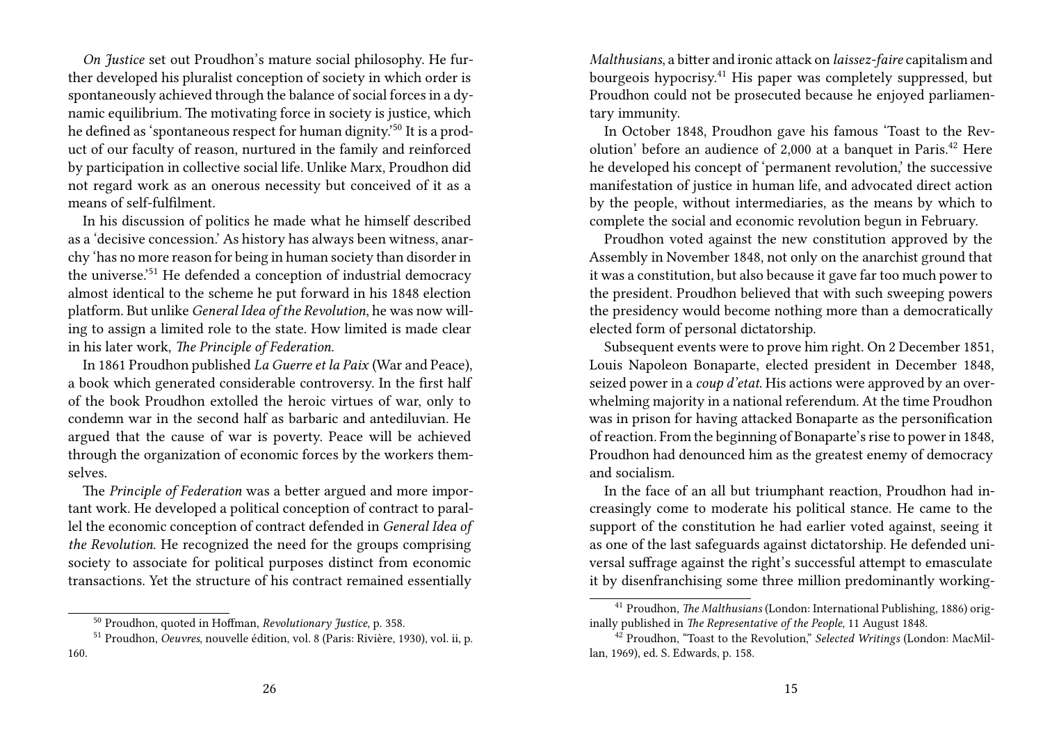*On Justice* set out Proudhon's mature social philosophy. He further developed his pluralist conception of society in which order is spontaneously achieved through the balance of social forces in a dynamic equilibrium. The motivating force in society is justice, which he defined as 'spontaneous respect for human dignity.'[50] It is a product of our faculty of reason, nurtured in the family and reinforced by participation in collective social life. Unlike Marx, Proudhon did not regard work as an onerous necessity but conceived of it as a means of self-fulfilment.

In his discussion of politics he made what he himself described as a 'decisive concession.' As history has always been witness, anarchy 'has no more reason for being in human society than disorder in the universe.'[51] He defended a conception of industrial democracy almost identical to the scheme he put forward in his 1848 election platform. But unlike *General Idea of the Revolution*, he was now willing to assign a limited role to the state. How limited is made clear in his later work, *The Principle of Federation.*

In 1861 Proudhon published *La Guerre et la Paix* (War and Peace), a book which generated considerable controversy. In the first half of the book Proudhon extolled the heroic virtues of war, only to condemn war in the second half as barbaric and antediluvian. He argued that the cause of war is poverty. Peace will be achieved through the organization of economic forces by the workers themselves.

The *Principle of Federation* was a better argued and more important work. He developed a political conception of contract to parallel the economic conception of contract defended in *General Idea of the Revolution*. He recognized the need for the groups comprising society to associate for political purposes distinct from economic transactions. Yet the structure of his contract remained essentially

[50] Proudhon, quoted in Hoffman, *Revolutionary Justice*, p. 358.

[51] Proudhon, *Oeuvres*, nouvelle édition, vol. 8 (Paris: Rivière, 1930), vol. ii, p. 160.

*Malthusians*, a bitter and ironic attack on *laissez-faire* capitalism and bourgeois hypocrisy.[41] His paper was completely suppressed, but Proudhon could not be prosecuted because he enjoyed parliamentary immunity.

In October 1848, Proudhon gave his famous 'Toast to the Revolution' before an audience of 2,000 at a banquet in Paris.[42] Here he developed his concept of 'permanent revolution,' the successive manifestation of justice in human life, and advocated direct action by the people, without intermediaries, as the means by which to complete the social and economic revolution begun in February.

Proudhon voted against the new constitution approved by the Assembly in November 1848, not only on the anarchist ground that it was a constitution, but also because it gave far too much power to the president. Proudhon believed that with such sweeping powers the presidency would become nothing more than a democratically elected form of personal dictatorship.

Subsequent events were to prove him right. On 2 December 1851, Louis Napoleon Bonaparte, elected president in December 1848, seized power in a *coup d'etat.* His actions were approved by an overwhelming majority in a national referendum. At the time Proudhon was in prison for having attacked Bonaparte as the personification of reaction. From the beginning of Bonaparte's rise to power in 1848, Proudhon had denounced him as the greatest enemy of democracy and socialism.

In the face of an all but triumphant reaction, Proudhon had increasingly come to moderate his political stance. He came to the support of the constitution he had earlier voted against, seeing it as one of the last safeguards against dictatorship. He defended universal suffrage against the right's successful attempt to emasculate it by disenfranchising some three million predominantly working-

[41] Proudhon, *The Malthusians* (London: International Publishing, 1886) originally published in *The Representative of the People*, 11 August 1848.

[42] Proudhon, "Toast to the Revolution," *Selected Writings* (London: MacMillan, 1969), ed. S. Edwards, p. 158.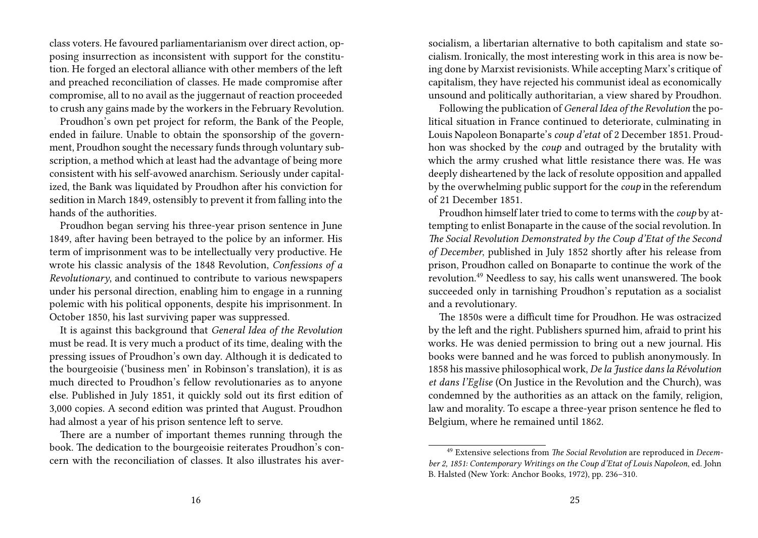class voters. He favoured parliamentarianism over direct action, opposing insurrection as inconsistent with support for the constitution. He forged an electoral alliance with other members of the left and preached reconciliation of classes. He made compromise after compromise, all to no avail as the juggernaut of reaction proceeded to crush any gains made by the workers in the February Revolution.

Proudhon's own pet project for reform, the Bank of the People, ended in failure. Unable to obtain the sponsorship of the government, Proudhon sought the necessary funds through voluntary subscription, a method which at least had the advantage of being more consistent with his self-avowed anarchism. Seriously under capitalized, the Bank was liquidated by Proudhon after his conviction for sedition in March 1849, ostensibly to prevent it from falling into the hands of the authorities.

Proudhon began serving his three-year prison sentence in June 1849, after having been betrayed to the police by an informer. His term of imprisonment was to be intellectually very productive. He wrote his classic analysis of the 1848 Revolution, *Confessions of a Revolutionary*, and continued to contribute to various newspapers under his personal direction, enabling him to engage in a running polemic with his political opponents, despite his imprisonment. In October 1850, his last surviving paper was suppressed.

It is against this background that *General Idea of the Revolution* must be read. It is very much a product of its time, dealing with the pressing issues of Proudhon's own day. Although it is dedicated to the bourgeoisie ('business men' in Robinson's translation), it is as much directed to Proudhon's fellow revolutionaries as to anyone else. Published in July 1851, it quickly sold out its first edition of 3,000 copies. A second edition was printed that August. Proudhon had almost a year of his prison sentence left to serve.

There are a number of important themes running through the book. The dedication to the bourgeoisie reiterates Proudhon's concern with the reconciliation of classes. It also illustrates his aver-

socialism, a libertarian alternative to both capitalism and state socialism. Ironically, the most interesting work in this area is now being done by Marxist revisionists. While accepting Marx's critique of capitalism, they have rejected his communist ideal as economically unsound and politically authoritarian, a view shared by Proudhon.

Following the publication of *General Idea of the Revolution* the political situation in France continued to deteriorate, culminating in Louis Napoleon Bonaparte's *coup d'etat* of 2 December 1851. Proudhon was shocked by the *coup* and outraged by the brutality with which the army crushed what little resistance there was. He was deeply disheartened by the lack of resolute opposition and appalled by the overwhelming public support for the *coup* in the referendum of 21 December 1851.

Proudhon himself later tried to come to terms with the *coup* by attempting to enlist Bonaparte in the cause of the social revolution. In *The Social Revolution Demonstrated by the Coup d'Etat of the Second of December*, published in July 1852 shortly after his release from prison, Proudhon called on Bonaparte to continue the work of the revolution.[49] Needless to say, his calls went unanswered. The book succeeded only in tarnishing Proudhon's reputation as a socialist and a revolutionary.

The 1850s were a difficult time for Proudhon. He was ostracized by the left and the right. Publishers spurned him, afraid to print his works. He was denied permission to bring out a new journal. His books were banned and he was forced to publish anonymously. In 1858 his massive philosophical work, *De la Justice dans la Révolution et dans l'Eglise* (On Justice in the Revolution and the Church), was condemned by the authorities as an attack on the family, religion, law and morality. To escape a three-year prison sentence he fled to Belgium, where he remained until 1862.

---

[49] Extensive selections from *The Social Revolution* are reproduced in *December 2, 1851: Contemporary Writings on the Coup d'Etat of Louis Napoleon*, ed. John B. Halsted (New York: Anchor Books, 1972), pp. 236–310.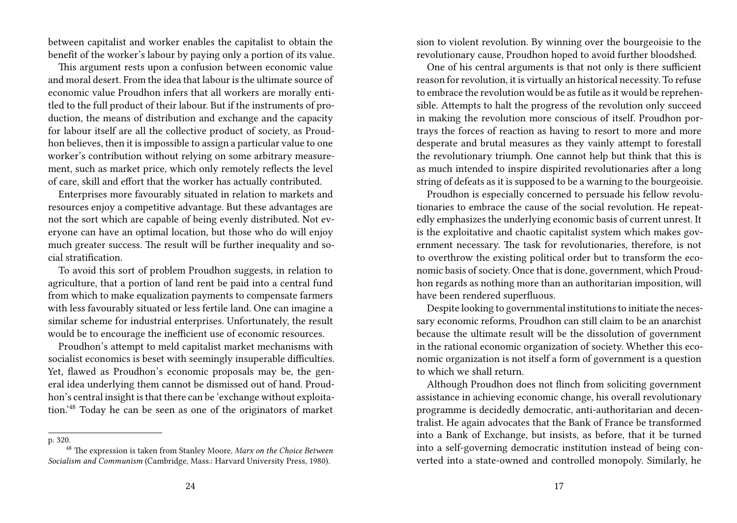between capitalist and worker enables the capitalist to obtain the benefit of the worker's labour by paying only a portion of its value.

This argument rests upon a confusion between economic value and moral desert. From the idea that labour is the ultimate source of economic value Proudhon infers that all workers are morally entitled to the full product of their labour. But if the instruments of production, the means of distribution and exchange and the capacity for labour itself are all the collective product of society, as Proudhon believes, then it is impossible to assign a particular value to one worker's contribution without relying on some arbitrary measurement, such as market price, which only remotely reflects the level of care, skill and effort that the worker has actually contributed.

Enterprises more favourably situated in relation to markets and resources enjoy a competitive advantage. But these advantages are not the sort which are capable of being evenly distributed. Not everyone can have an optimal location, but those who do will enjoy much greater success. The result will be further inequality and social stratification.

To avoid this sort of problem Proudhon suggests, in relation to agriculture, that a portion of land rent be paid into a central fund from which to make equalization payments to compensate farmers with less favourably situated or less fertile land. One can imagine a similar scheme for industrial enterprises. Unfortunately, the result would be to encourage the inefficient use of economic resources.

Proudhon's attempt to meld capitalist market mechanisms with socialist economics is beset with seemingly insuperable difficulties. Yet, flawed as Proudhon's economic proposals may be, the general idea underlying them cannot be dismissed out of hand. Proudhon's central insight is that there can be 'exchange without exploitation.'[48] Today he can be seen as one of the originators of market

p. 320.

[48] The expression is taken from Stanley Moore, *Marx on the Choice Between Socialism and Communism* (Cambridge, Mass.: Harvard University Press, 1980).

sion to violent revolution. By winning over the bourgeoisie to the revolutionary cause, Proudhon hoped to avoid further bloodshed.

One of his central arguments is that not only is there sufficient reason for revolution, it is virtually an historical necessity. To refuse to embrace the revolution would be as futile as it would be reprehensible. Attempts to halt the progress of the revolution only succeed in making the revolution more conscious of itself. Proudhon portrays the forces of reaction as having to resort to more and more desperate and brutal measures as they vainly attempt to forestall the revolutionary triumph. One cannot help but think that this is as much intended to inspire dispirited revolutionaries after a long string of defeats as it is supposed to be a warning to the bourgeoisie.

Proudhon is especially concerned to persuade his fellow revolutionaries to embrace the cause of the social revolution. He repeatedly emphasizes the underlying economic basis of current unrest. It is the exploitative and chaotic capitalist system which makes government necessary. The task for revolutionaries, therefore, is not to overthrow the existing political order but to transform the economic basis of society. Once that is done, government, which Proudhon regards as nothing more than an authoritarian imposition, will have been rendered superfluous.

Despite looking to governmental institutions to initiate the necessary economic reforms, Proudhon can still claim to be an anarchist because the ultimate result will be the dissolution of government in the rational economic organization of society. Whether this economic organization is not itself a form of government is a question to which we shall return.

Although Proudhon does not flinch from soliciting government assistance in achieving economic change, his overall revolutionary programme is decidedly democratic, anti-authoritarian and decentralist. He again advocates that the Bank of France be transformed into a Bank of Exchange, but insists, as before, that it be turned into a self-governing democratic institution instead of being converted into a state-owned and controlled monopoly. Similarly, he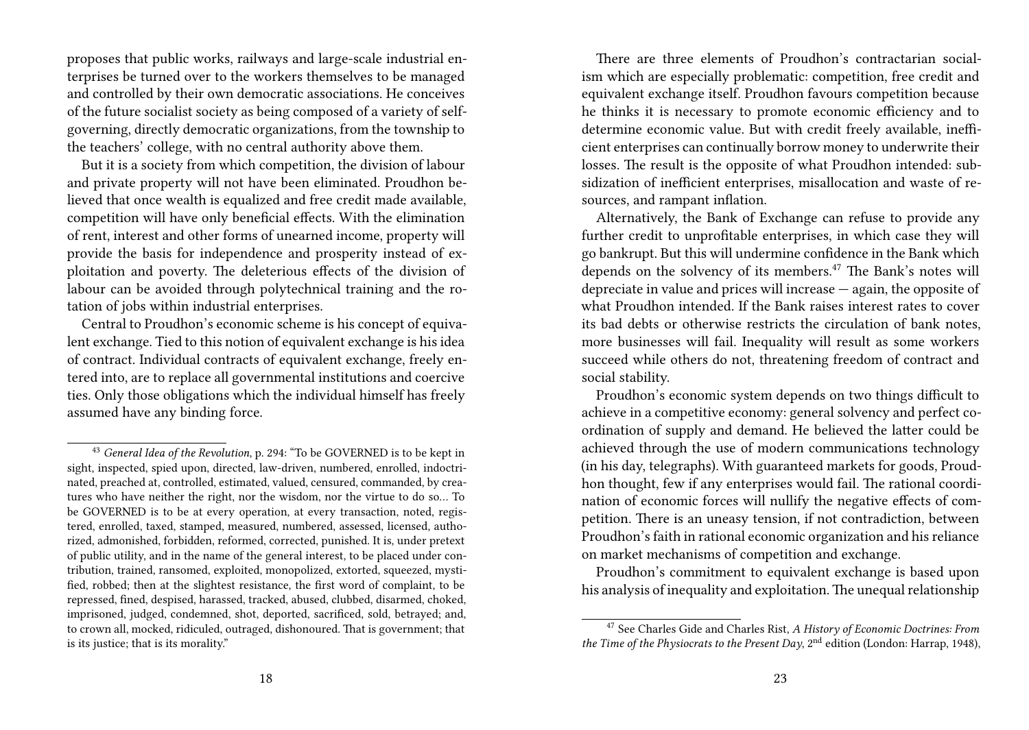proposes that public works, railways and large-scale industrial enterprises be turned over to the workers themselves to be managed and controlled by their own democratic associations. He conceives of the future socialist society as being composed of a variety of self-governing, directly democratic organizations, from the township to the teachers' college, with no central authority above them.

But it is a society from which competition, the division of labour and private property will not have been eliminated. Proudhon believed that once wealth is equalized and free credit made available, competition will have only beneficial effects. With the elimination of rent, interest and other forms of unearned income, property will provide the basis for independence and prosperity instead of exploitation and poverty. The deleterious effects of the division of labour can be avoided through polytechnical training and the rotation of jobs within industrial enterprises.

Central to Proudhon's economic scheme is his concept of equivalent exchange. Tied to this notion of equivalent exchange is his idea of contract. Individual contracts of equivalent exchange, freely entered into, are to replace all governmental institutions and coercive ties. Only those obligations which the individual himself has freely assumed have any binding force.

[43] *General Idea of the Revolution*, p. 294: "To be GOVERNED is to be kept in sight, inspected, spied upon, directed, law-driven, numbered, enrolled, indoctrinated, preached at, controlled, estimated, valued, censured, commanded, by creatures who have neither the right, nor the wisdom, nor the virtue to do so… To be GOVERNED is to be at every operation, at every transaction, noted, registered, enrolled, taxed, stamped, measured, numbered, assessed, licensed, authorized, admonished, forbidden, reformed, corrected, punished. It is, under pretext of public utility, and in the name of the general interest, to be placed under contribution, trained, ransomed, exploited, monopolized, extorted, squeezed, mystified, robbed; then at the slightest resistance, the first word of complaint, to be repressed, fined, despised, harassed, tracked, abused, clubbed, disarmed, choked, imprisoned, judged, condemned, shot, deported, sacrificed, sold, betrayed; and, to crown all, mocked, ridiculed, outraged, dishonoured. That is government; that is its justice; that is its morality."

There are three elements of Proudhon's contractarian socialism which are especially problematic: competition, free credit and equivalent exchange itself. Proudhon favours competition because he thinks it is necessary to promote economic efficiency and to determine economic value. But with credit freely available, inefficient enterprises can continually borrow money to underwrite their losses. The result is the opposite of what Proudhon intended: subsidization of inefficient enterprises, misallocation and waste of resources, and rampant inflation.

Alternatively, the Bank of Exchange can refuse to provide any further credit to unprofitable enterprises, in which case they will go bankrupt. But this will undermine confidence in the Bank which depends on the solvency of its members.[47] The Bank's notes will depreciate in value and prices will increase — again, the opposite of what Proudhon intended. If the Bank raises interest rates to cover its bad debts or otherwise restricts the circulation of bank notes, more businesses will fail. Inequality will result as some workers succeed while others do not, threatening freedom of contract and social stability.

Proudhon's economic system depends on two things difficult to achieve in a competitive economy: general solvency and perfect coordination of supply and demand. He believed the latter could be achieved through the use of modern communications technology (in his day, telegraphs). With guaranteed markets for goods, Proudhon thought, few if any enterprises would fail. The rational coordination of economic forces will nullify the negative effects of competition. There is an uneasy tension, if not contradiction, between Proudhon's faith in rational economic organization and his reliance on market mechanisms of competition and exchange.

Proudhon's commitment to equivalent exchange is based upon his analysis of inequality and exploitation. The unequal relationship

[47] See Charles Gide and Charles Rist, *A History of Economic Doctrines: From the Time of the Physiocrats to the Present Day*, 2nd edition (London: Harrap, 1948),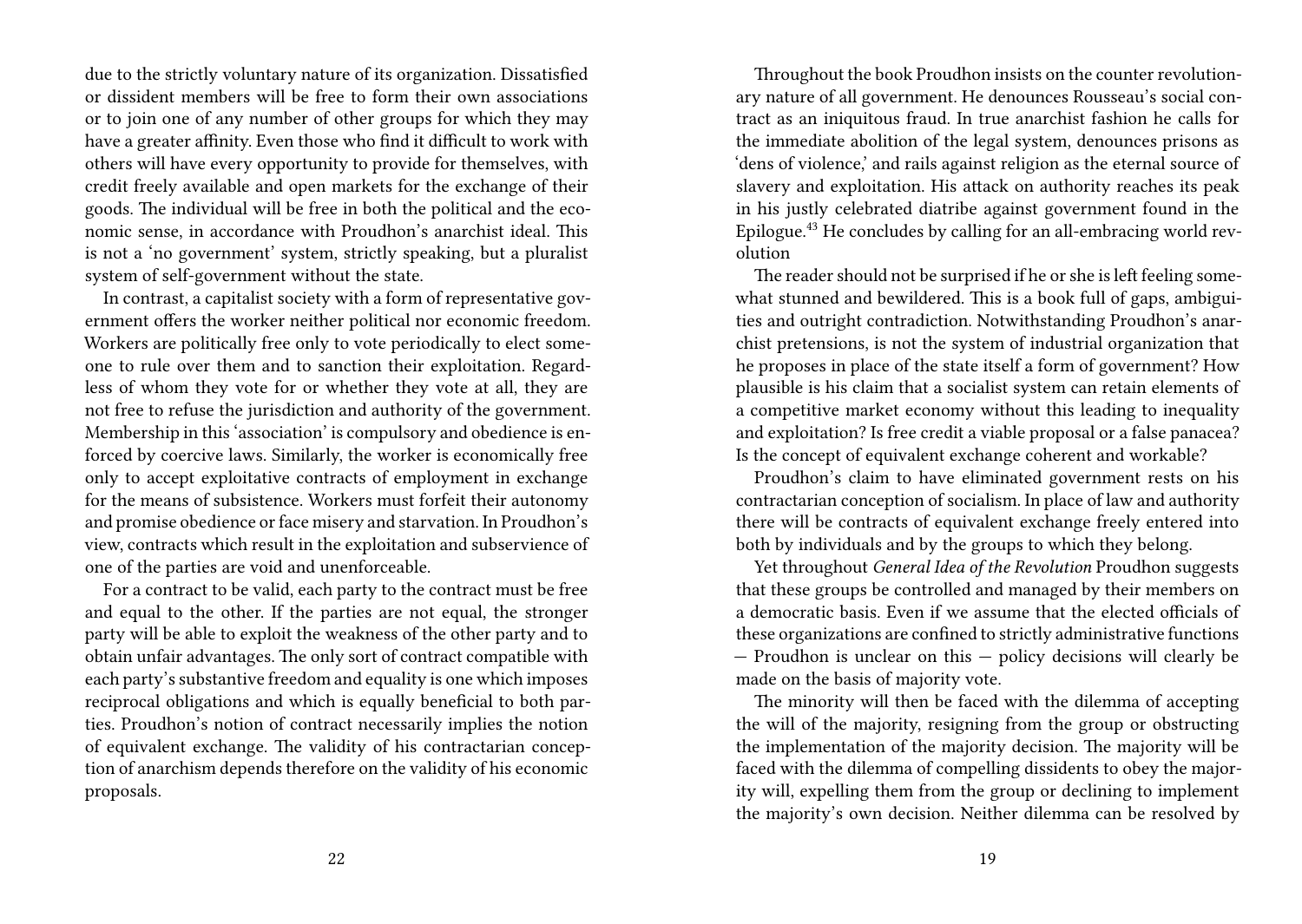due to the strictly voluntary nature of its organization. Dissatisfied or dissident members will be free to form their own associations or to join one of any number of other groups for which they may have a greater affinity. Even those who find it difficult to work with others will have every opportunity to provide for themselves, with credit freely available and open markets for the exchange of their goods. The individual will be free in both the political and the economic sense, in accordance with Proudhon's anarchist ideal. This is not a 'no government' system, strictly speaking, but a pluralist system of self-government without the state.

In contrast, a capitalist society with a form of representative government offers the worker neither political nor economic freedom. Workers are politically free only to vote periodically to elect someone to rule over them and to sanction their exploitation. Regardless of whom they vote for or whether they vote at all, they are not free to refuse the jurisdiction and authority of the government. Membership in this 'association' is compulsory and obedience is enforced by coercive laws. Similarly, the worker is economically free only to accept exploitative contracts of employment in exchange for the means of subsistence. Workers must forfeit their autonomy and promise obedience or face misery and starvation. In Proudhon's view, contracts which result in the exploitation and subservience of one of the parties are void and unenforceable.

For a contract to be valid, each party to the contract must be free and equal to the other. If the parties are not equal, the stronger party will be able to exploit the weakness of the other party and to obtain unfair advantages. The only sort of contract compatible with each party's substantive freedom and equality is one which imposes reciprocal obligations and which is equally beneficial to both parties. Proudhon's notion of contract necessarily implies the notion of equivalent exchange. The validity of his contractarian conception of anarchism depends therefore on the validity of his economic proposals.

Throughout the book Proudhon insists on the counter revolutionary nature of all government. He denounces Rousseau's social contract as an iniquitous fraud. In true anarchist fashion he calls for the immediate abolition of the legal system, denounces prisons as 'dens of violence,' and rails against religion as the eternal source of slavery and exploitation. His attack on authority reaches its peak in his justly celebrated diatribe against government found in the Epilogue.[43] He concludes by calling for an all-embracing world revolution

The reader should not be surprised if he or she is left feeling somewhat stunned and bewildered. This is a book full of gaps, ambiguities and outright contradiction. Notwithstanding Proudhon's anarchist pretensions, is not the system of industrial organization that he proposes in place of the state itself a form of government? How plausible is his claim that a socialist system can retain elements of a competitive market economy without this leading to inequality and exploitation? Is free credit a viable proposal or a false panacea? Is the concept of equivalent exchange coherent and workable?

Proudhon's claim to have eliminated government rests on his contractarian conception of socialism. In place of law and authority there will be contracts of equivalent exchange freely entered into both by individuals and by the groups to which they belong.

Yet throughout *General Idea of the Revolution* Proudhon suggests that these groups be controlled and managed by their members on a democratic basis. Even if we assume that the elected officials of these organizations are confined to strictly administrative functions — Proudhon is unclear on this — policy decisions will clearly be made on the basis of majority vote.

The minority will then be faced with the dilemma of accepting the will of the majority, resigning from the group or obstructing the implementation of the majority decision. The majority will be faced with the dilemma of compelling dissidents to obey the majority will, expelling them from the group or declining to implement the majority's own decision. Neither dilemma can be resolved by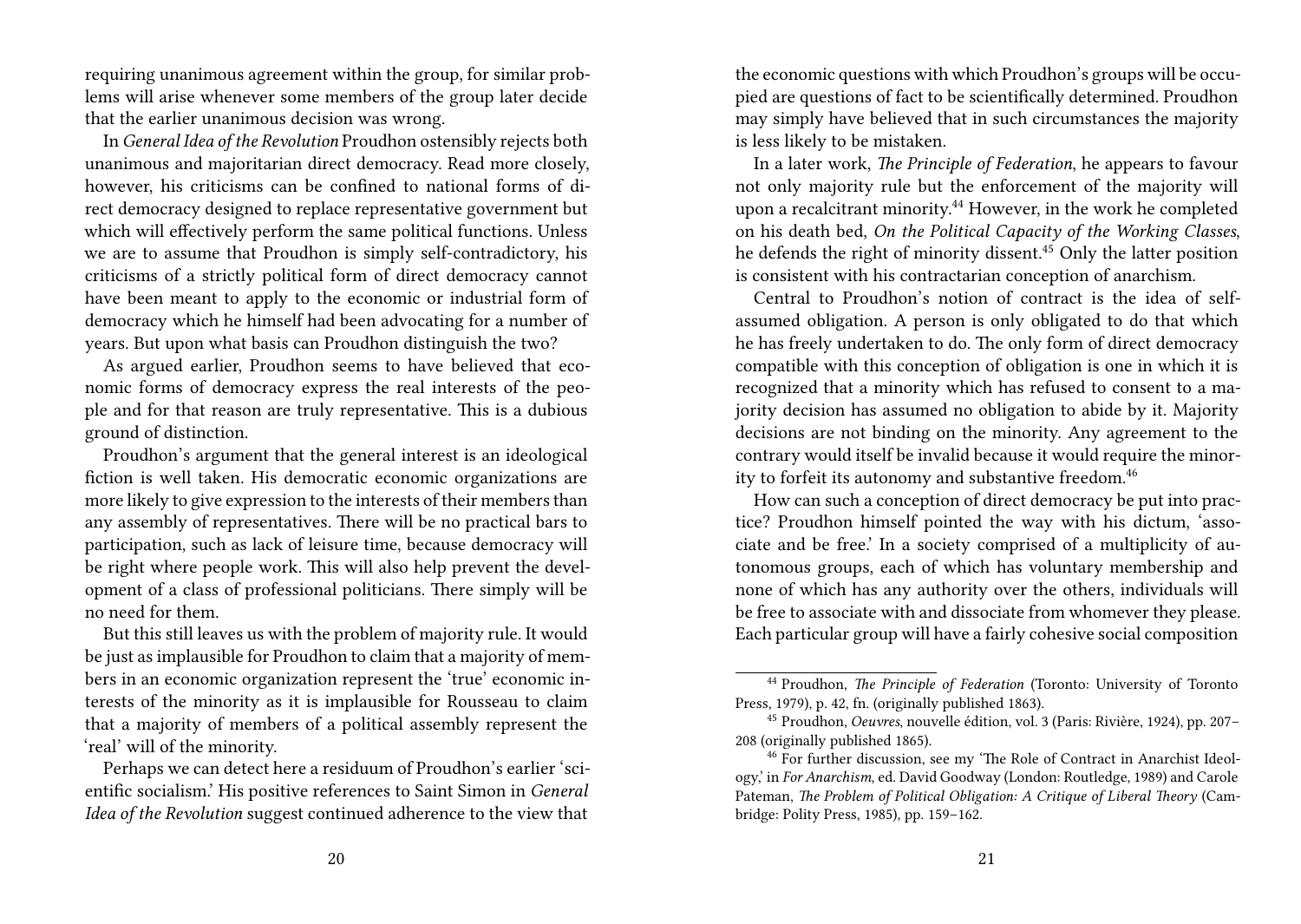requiring unanimous agreement within the group, for similar problems will arise whenever some members of the group later decide that the earlier unanimous decision was wrong.

In *General Idea of the Revolution* Proudhon ostensibly rejects both unanimous and majoritarian direct democracy. Read more closely, however, his criticisms can be confined to national forms of direct democracy designed to replace representative government but which will effectively perform the same political functions. Unless we are to assume that Proudhon is simply self-contradictory, his criticisms of a strictly political form of direct democracy cannot have been meant to apply to the economic or industrial form of democracy which he himself had been advocating for a number of years. But upon what basis can Proudhon distinguish the two?

As argued earlier, Proudhon seems to have believed that economic forms of democracy express the real interests of the people and for that reason are truly representative. This is a dubious ground of distinction.

Proudhon's argument that the general interest is an ideological fiction is well taken. His democratic economic organizations are more likely to give expression to the interests of their members than any assembly of representatives. There will be no practical bars to participation, such as lack of leisure time, because democracy will be right where people work. This will also help prevent the development of a class of professional politicians. There simply will be no need for them.

But this still leaves us with the problem of majority rule. It would be just as implausible for Proudhon to claim that a majority of members in an economic organization represent the 'true' economic interests of the minority as it is implausible for Rousseau to claim that a majority of members of a political assembly represent the 'real' will of the minority.

Perhaps we can detect here a residuum of Proudhon's earlier 'scientific socialism.' His positive references to Saint Simon in *General Idea of the Revolution* suggest continued adherence to the view that the economic questions with which Proudhon's groups will be occupied are questions of fact to be scientifically determined. Proudhon may simply have believed that in such circumstances the majority is less likely to be mistaken.

In a later work, *The Principle of Federation*, he appears to favour not only majority rule but the enforcement of the majority will upon a recalcitrant minority.[44] However, in the work he completed on his death bed, *On the Political Capacity of the Working Classes*, he defends the right of minority dissent.[45] Only the latter position is consistent with his contractarian conception of anarchism.

Central to Proudhon's notion of contract is the idea of self-assumed obligation. A person is only obligated to do that which he has freely undertaken to do. The only form of direct democracy compatible with this conception of obligation is one in which it is recognized that a minority which has refused to consent to a majority decision has assumed no obligation to abide by it. Majority decisions are not binding on the minority. Any agreement to the contrary would itself be invalid because it would require the minority to forfeit its autonomy and substantive freedom.[46]

How can such a conception of direct democracy be put into practice? Proudhon himself pointed the way with his dictum, 'associate and be free.' In a society comprised of a multiplicity of autonomous groups, each of which has voluntary membership and none of which has any authority over the others, individuals will be free to associate with and dissociate from whomever they please. Each particular group will have a fairly cohesive social composition

---

[44] Proudhon, *The Principle of Federation* (Toronto: University of Toronto Press, 1979), p. 42, fn. (originally published 1863).

[45] Proudhon, *Oeuvres*, nouvelle édition, vol. 3 (Paris: Rivière, 1924), pp. 207–208 (originally published 1865).

[46] For further discussion, see my 'The Role of Contract in Anarchist Ideology,' in *For Anarchism*, ed. David Goodway (London: Routledge, 1989) and Carole Pateman, *The Problem of Political Obligation: A Critique of Liberal Theory* (Cambridge: Polity Press, 1985), pp. 159–162.